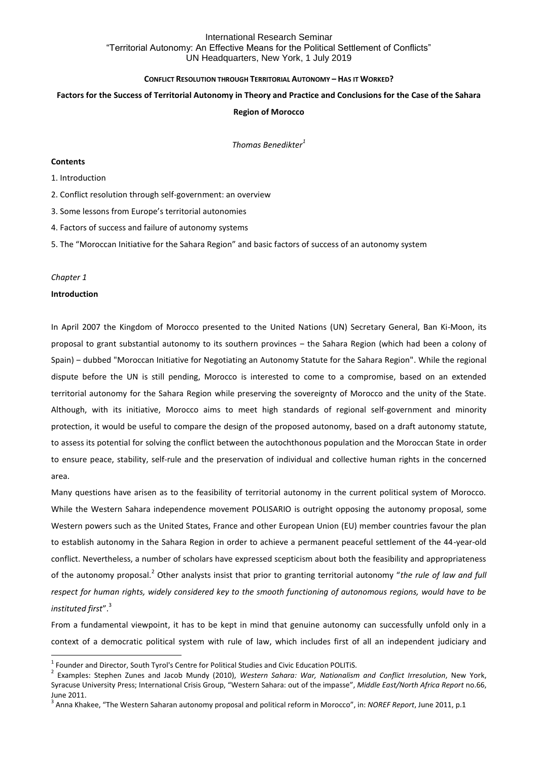International Research Seminar
"Territorial Autonomy: An Effective Means for the Political Settlement of Conflicts"
UN Headquarters, New York, 1 July 2019

# CONFLICT RESOLUTION THROUGH TERRITORIAL AUTONOMY – HAS IT WORKED?

## Factors for the Success of Territorial Autonomy in Theory and Practice and Conclusions for the Case of the Sahara Region of Morocco

*Thomas Benedikter*[1]

**Contents**

1. Introduction
2. Conflict resolution through self-government: an overview
3. Some lessons from Europe's territorial autonomies
4. Factors of success and failure of autonomy systems
5. The "Moroccan Initiative for the Sahara Region" and basic factors of success of an autonomy system

*Chapter 1*

**Introduction**

In April 2007 the Kingdom of Morocco presented to the United Nations (UN) Secretary General, Ban Ki-Moon, its proposal to grant substantial autonomy to its southern provinces – the Sahara Region (which had been a colony of Spain) – dubbed "Moroccan Initiative for Negotiating an Autonomy Statute for the Sahara Region". While the regional dispute before the UN is still pending, Morocco is interested to come to a compromise, based on an extended territorial autonomy for the Sahara Region while preserving the sovereignty of Morocco and the unity of the State. Although, with its initiative, Morocco aims to meet high standards of regional self-government and minority protection, it would be useful to compare the design of the proposed autonomy, based on a draft autonomy statute, to assess its potential for solving the conflict between the autochthonous population and the Moroccan State in order to ensure peace, stability, self-rule and the preservation of individual and collective human rights in the concerned area.

Many questions have arisen as to the feasibility of territorial autonomy in the current political system of Morocco. While the Western Sahara independence movement POLISARIO is outright opposing the autonomy proposal, some Western powers such as the United States, France and other European Union (EU) member countries favour the plan to establish autonomy in the Sahara Region in order to achieve a permanent peaceful settlement of the 44-year-old conflict. Nevertheless, a number of scholars have expressed scepticism about both the feasibility and appropriateness of the autonomy proposal.[2] Other analysts insist that prior to granting territorial autonomy "*the rule of law and full respect for human rights, widely considered key to the smooth functioning of autonomous regions, would have to be instituted first*".[3]

From a fundamental viewpoint, it has to be kept in mind that genuine autonomy can successfully unfold only in a context of a democratic political system with rule of law, which includes first of all an independent judiciary and

---

[1] Founder and Director, South Tyrol's Centre for Political Studies and Civic Education POLITiS.

[2] Examples: Stephen Zunes and Jacob Mundy (2010), *Western Sahara: War, Nationalism and Conflict Irresolution*, New York, Syracuse University Press; International Crisis Group, "Western Sahara: out of the impasse", *Middle East/North Africa Report* no.66, June 2011.

[3] Anna Khakee, "The Western Saharan autonomy proposal and political reform in Morocco", in: *NOREF Report*, June 2011, p.1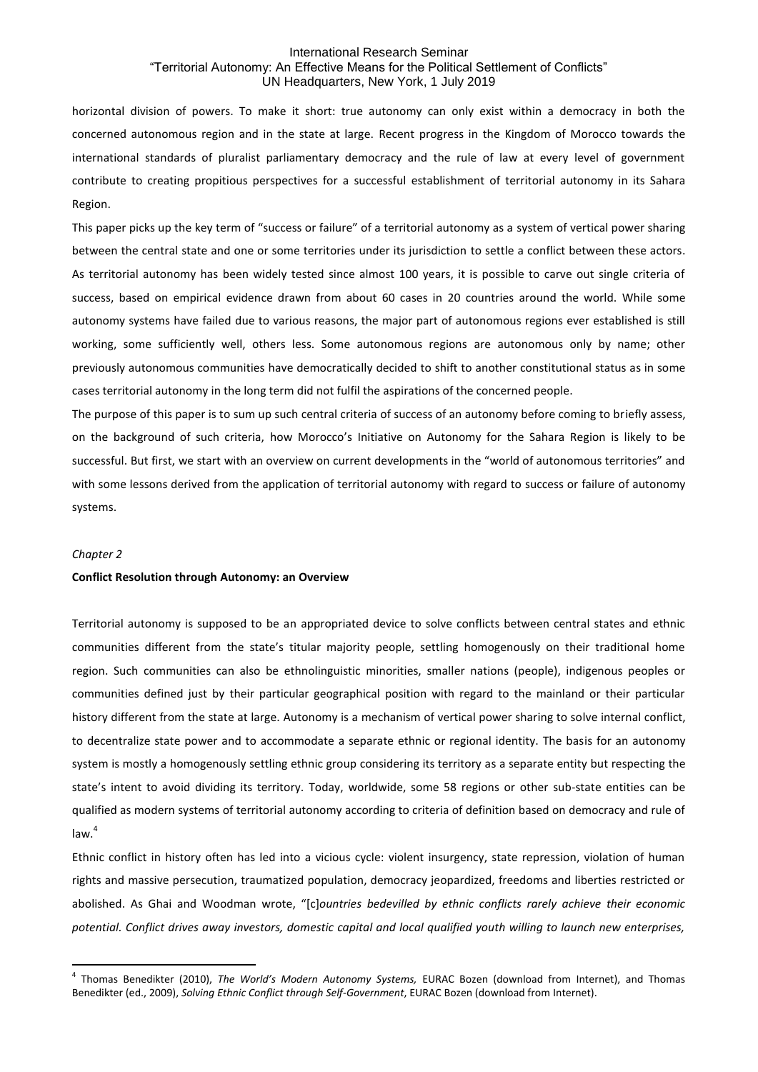horizontal division of powers. To make it short: true autonomy can only exist within a democracy in both the concerned autonomous region and in the state at large. Recent progress in the Kingdom of Morocco towards the international standards of pluralist parliamentary democracy and the rule of law at every level of government contribute to creating propitious perspectives for a successful establishment of territorial autonomy in its Sahara Region.

This paper picks up the key term of "success or failure" of a territorial autonomy as a system of vertical power sharing between the central state and one or some territories under its jurisdiction to settle a conflict between these actors. As territorial autonomy has been widely tested since almost 100 years, it is possible to carve out single criteria of success, based on empirical evidence drawn from about 60 cases in 20 countries around the world. While some autonomy systems have failed due to various reasons, the major part of autonomous regions ever established is still working, some sufficiently well, others less. Some autonomous regions are autonomous only by name; other previously autonomous communities have democratically decided to shift to another constitutional status as in some cases territorial autonomy in the long term did not fulfil the aspirations of the concerned people.

The purpose of this paper is to sum up such central criteria of success of an autonomy before coming to briefly assess, on the background of such criteria, how Morocco's Initiative on Autonomy for the Sahara Region is likely to be successful. But first, we start with an overview on current developments in the "world of autonomous territories" and with some lessons derived from the application of territorial autonomy with regard to success or failure of autonomy systems.

*Chapter 2*

## Conflict Resolution through Autonomy: an Overview

Territorial autonomy is supposed to be an appropriated device to solve conflicts between central states and ethnic communities different from the state's titular majority people, settling homogenously on their traditional home region. Such communities can also be ethnolinguistic minorities, smaller nations (people), indigenous peoples or communities defined just by their particular geographical position with regard to the mainland or their particular history different from the state at large. Autonomy is a mechanism of vertical power sharing to solve internal conflict, to decentralize state power and to accommodate a separate ethnic or regional identity. The basis for an autonomy system is mostly a homogenously settling ethnic group considering its territory as a separate entity but respecting the state's intent to avoid dividing its territory. Today, worldwide, some 58 regions or other sub-state entities can be qualified as modern systems of territorial autonomy according to criteria of definition based on democracy and rule of law.[4]

Ethnic conflict in history often has led into a vicious cycle: violent insurgency, state repression, violation of human rights and massive persecution, traumatized population, democracy jeopardized, freedoms and liberties restricted or abolished. As Ghai and Woodman wrote, "[c]*ountries bedevilled by ethnic conflicts rarely achieve their economic potential. Conflict drives away investors, domestic capital and local qualified youth willing to launch new enterprises,*

---

[4] Thomas Benedikter (2010), *The World's Modern Autonomy Systems,* EURAC Bozen (download from Internet), and Thomas Benedikter (ed., 2009), *Solving Ethnic Conflict through Self-Government*, EURAC Bozen (download from Internet).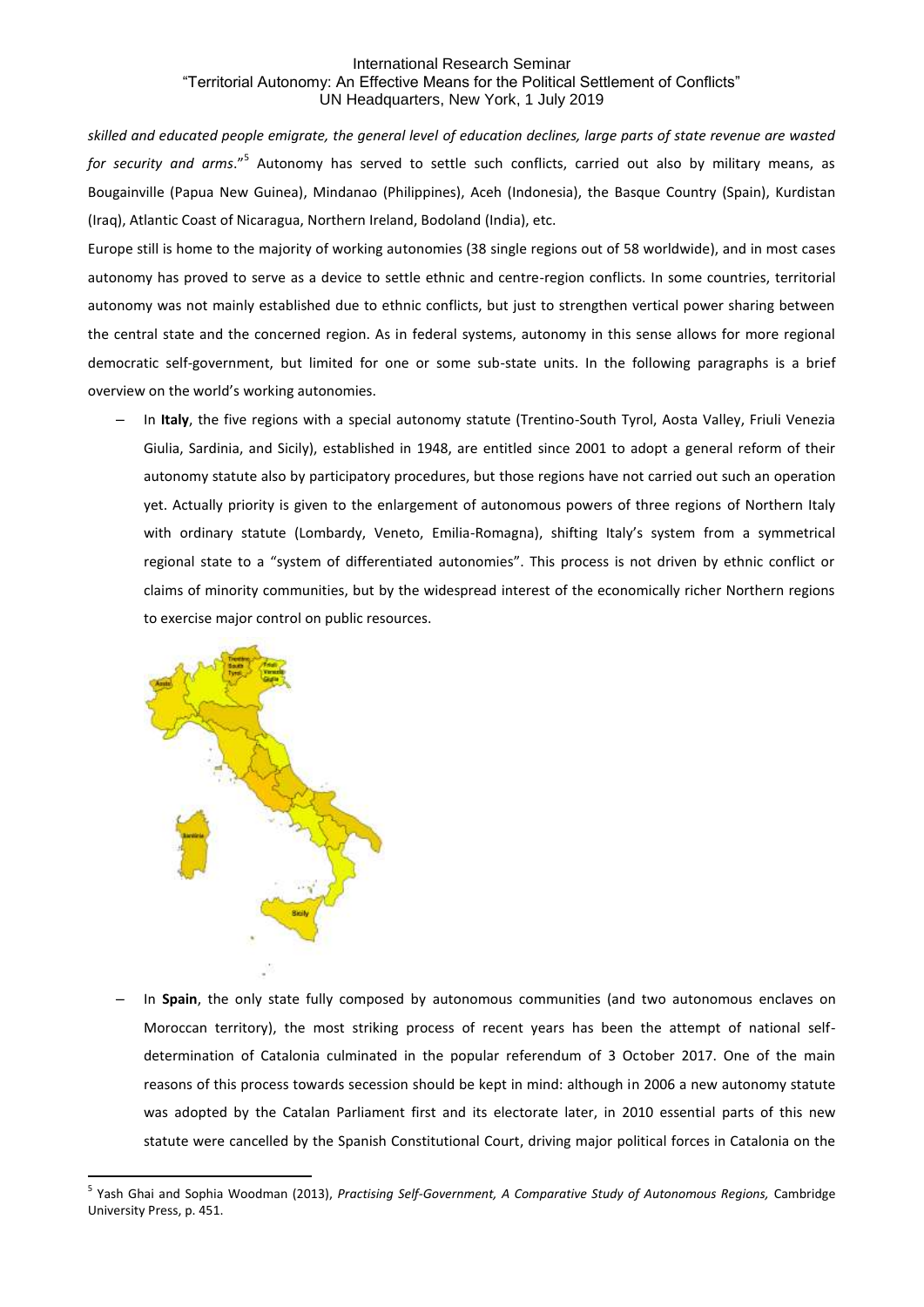*skilled and educated people emigrate, the general level of education declines, large parts of state revenue are wasted for security and arms*."[5] Autonomy has served to settle such conflicts, carried out also by military means, as Bougainville (Papua New Guinea), Mindanao (Philippines), Aceh (Indonesia), the Basque Country (Spain), Kurdistan (Iraq), Atlantic Coast of Nicaragua, Northern Ireland, Bodoland (India), etc.

Europe still is home to the majority of working autonomies (38 single regions out of 58 worldwide), and in most cases autonomy has proved to serve as a device to settle ethnic and centre-region conflicts. In some countries, territorial autonomy was not mainly established due to ethnic conflicts, but just to strengthen vertical power sharing between the central state and the concerned region. As in federal systems, autonomy in this sense allows for more regional democratic self-government, but limited for one or some sub-state units. In the following paragraphs is a brief overview on the world's working autonomies.

- In **Italy**, the five regions with a special autonomy statute (Trentino-South Tyrol, Aosta Valley, Friuli Venezia Giulia, Sardinia, and Sicily), established in 1948, are entitled since 2001 to adopt a general reform of their autonomy statute also by participatory procedures, but those regions have not carried out such an operation yet. Actually priority is given to the enlargement of autonomous powers of three regions of Northern Italy with ordinary statute (Lombardy, Veneto, Emilia-Romagna), shifting Italy's system from a symmetrical regional state to a "system of differentiated autonomies". This process is not driven by ethnic conflict or claims of minority communities, but by the widespread interest of the economically richer Northern regions to exercise major control on public resources.

- In **Spain**, the only state fully composed by autonomous communities (and two autonomous enclaves on Moroccan territory), the most striking process of recent years has been the attempt of national self-determination of Catalonia culminated in the popular referendum of 3 October 2017. One of the main reasons of this process towards secession should be kept in mind: although in 2006 a new autonomy statute was adopted by the Catalan Parliament first and its electorate later, in 2010 essential parts of this new statute were cancelled by the Spanish Constitutional Court, driving major political forces in Catalonia on the

---

[5] Yash Ghai and Sophia Woodman (2013), *Practising Self-Government, A Comparative Study of Autonomous Regions,* Cambridge University Press, p. 451.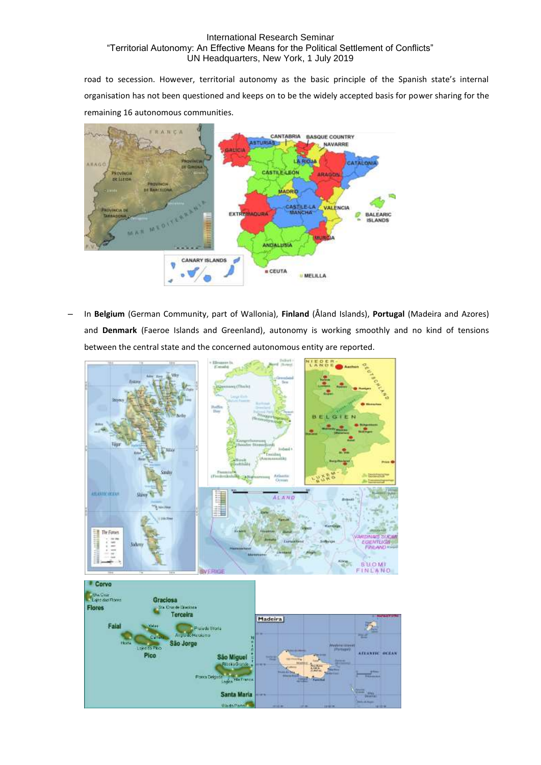road to secession. However, territorial autonomy as the basic principle of the Spanish state's internal organisation has not been questioned and keeps on to be the widely accepted basis for power sharing for the remaining 16 autonomous communities.

- In **Belgium** (German Community, part of Wallonia), **Finland** (Åland Islands), **Portugal** (Madeira and Azores) and **Denmark** (Faeroe Islands and Greenland), autonomy is working smoothly and no kind of tensions between the central state and the concerned autonomous entity are reported.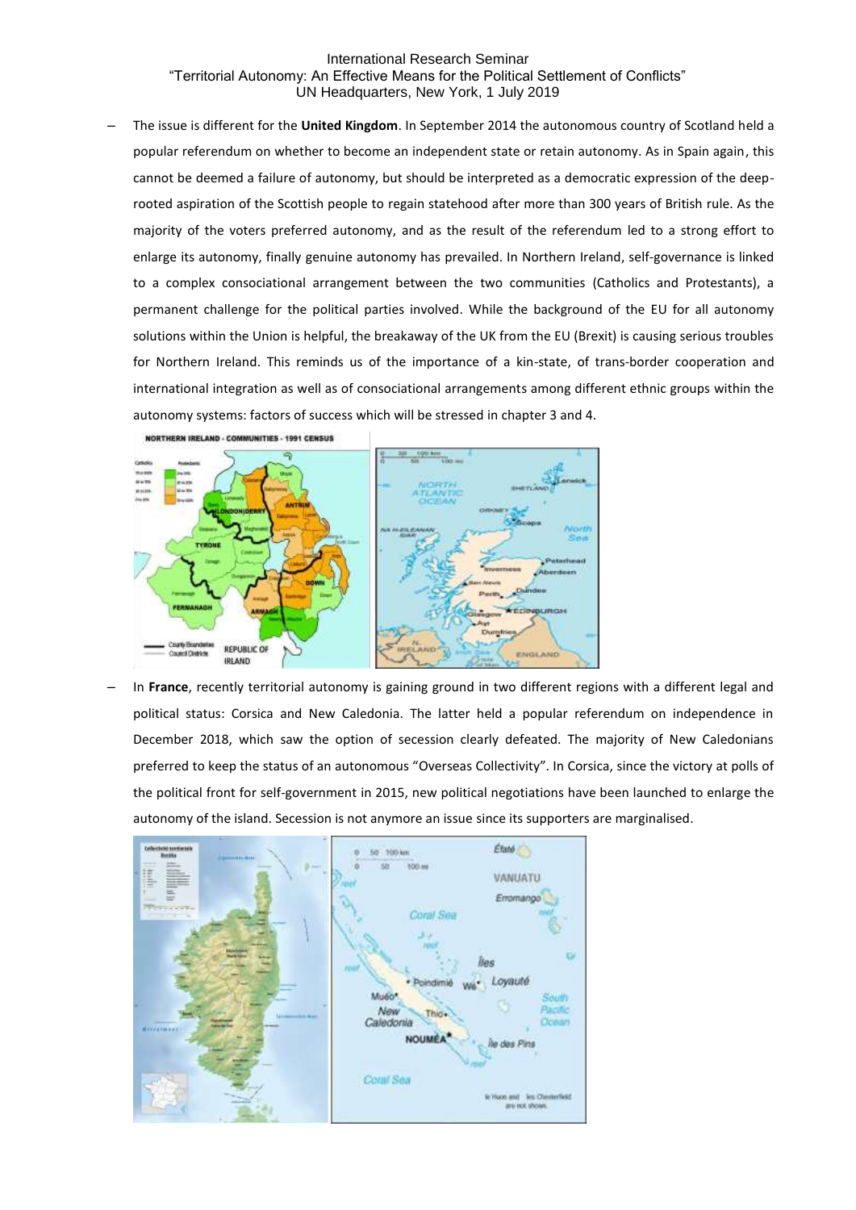– The issue is different for the **United Kingdom**. In September 2014 the autonomous country of Scotland held a popular referendum on whether to become an independent state or retain autonomy. As in Spain again, this cannot be deemed a failure of autonomy, but should be interpreted as a democratic expression of the deep-rooted aspiration of the Scottish people to regain statehood after more than 300 years of British rule. As the majority of the voters preferred autonomy, and as the result of the referendum led to a strong effort to enlarge its autonomy, finally genuine autonomy has prevailed. In Northern Ireland, self-governance is linked to a complex consociational arrangement between the two communities (Catholics and Protestants), a permanent challenge for the political parties involved. While the background of the EU for all autonomy solutions within the Union is helpful, the breakaway of the UK from the EU (Brexit) is causing serious troubles for Northern Ireland. This reminds us of the importance of a kin-state, of trans-border cooperation and international integration as well as of consociational arrangements among different ethnic groups within the autonomy systems: factors of success which will be stressed in chapter 3 and 4.

– In **France**, recently territorial autonomy is gaining ground in two different regions with a different legal and political status: Corsica and New Caledonia. The latter held a popular referendum on independence in December 2018, which saw the option of secession clearly defeated. The majority of New Caledonians preferred to keep the status of an autonomous "Overseas Collectivity". In Corsica, since the victory at polls of the political front for self-government in 2015, new political negotiations have been launched to enlarge the autonomy of the island. Secession is not anymore an issue since its supporters are marginalised.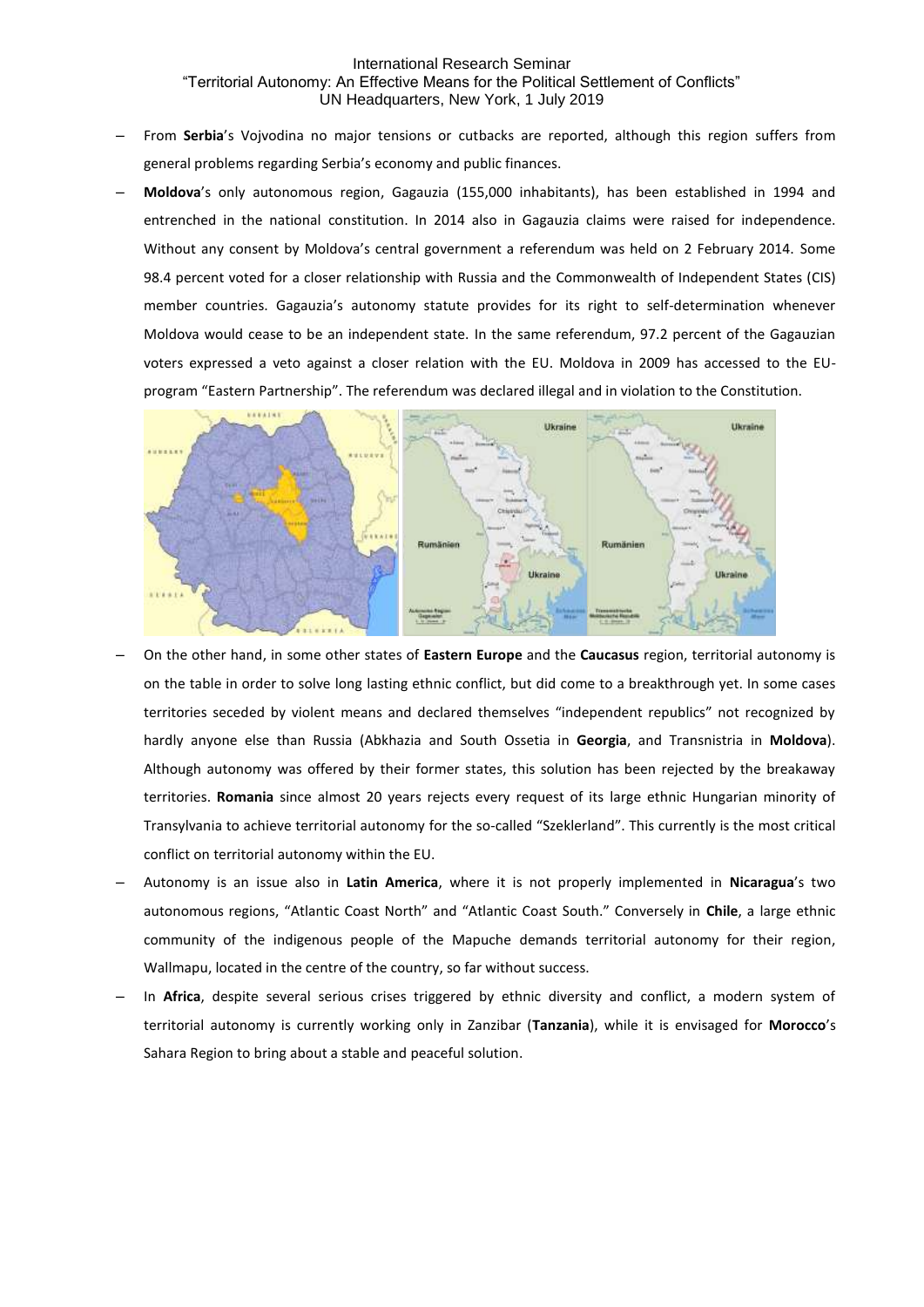- From **Serbia**'s Vojvodina no major tensions or cutbacks are reported, although this region suffers from general problems regarding Serbia's economy and public finances.
- **Moldova**'s only autonomous region, Gagauzia (155,000 inhabitants), has been established in 1994 and entrenched in the national constitution. In 2014 also in Gagauzia claims were raised for independence. Without any consent by Moldova's central government a referendum was held on 2 February 2014. Some 98.4 percent voted for a closer relationship with Russia and the Commonwealth of Independent States (CIS) member countries. Gagauzia's autonomy statute provides for its right to self-determination whenever Moldova would cease to be an independent state. In the same referendum, 97.2 percent of the Gagauzian voters expressed a veto against a closer relation with the EU. Moldova in 2009 has accessed to the EU-program "Eastern Partnership". The referendum was declared illegal and in violation to the Constitution.

- On the other hand, in some other states of **Eastern Europe** and the **Caucasus** region, territorial autonomy is on the table in order to solve long lasting ethnic conflict, but did come to a breakthrough yet. In some cases territories seceded by violent means and declared themselves "independent republics" not recognized by hardly anyone else than Russia (Abkhazia and South Ossetia in **Georgia**, and Transnistria in **Moldova**). Although autonomy was offered by their former states, this solution has been rejected by the breakaway territories. **Romania** since almost 20 years rejects every request of its large ethnic Hungarian minority of Transylvania to achieve territorial autonomy for the so-called "Szeklerland". This currently is the most critical conflict on territorial autonomy within the EU.
- Autonomy is an issue also in **Latin America**, where it is not properly implemented in **Nicaragua**'s two autonomous regions, "Atlantic Coast North" and "Atlantic Coast South." Conversely in **Chile**, a large ethnic community of the indigenous people of the Mapuche demands territorial autonomy for their region, Wallmapu, located in the centre of the country, so far without success.
- In **Africa**, despite several serious crises triggered by ethnic diversity and conflict, a modern system of territorial autonomy is currently working only in Zanzibar (**Tanzania**), while it is envisaged for **Morocco**'s Sahara Region to bring about a stable and peaceful solution.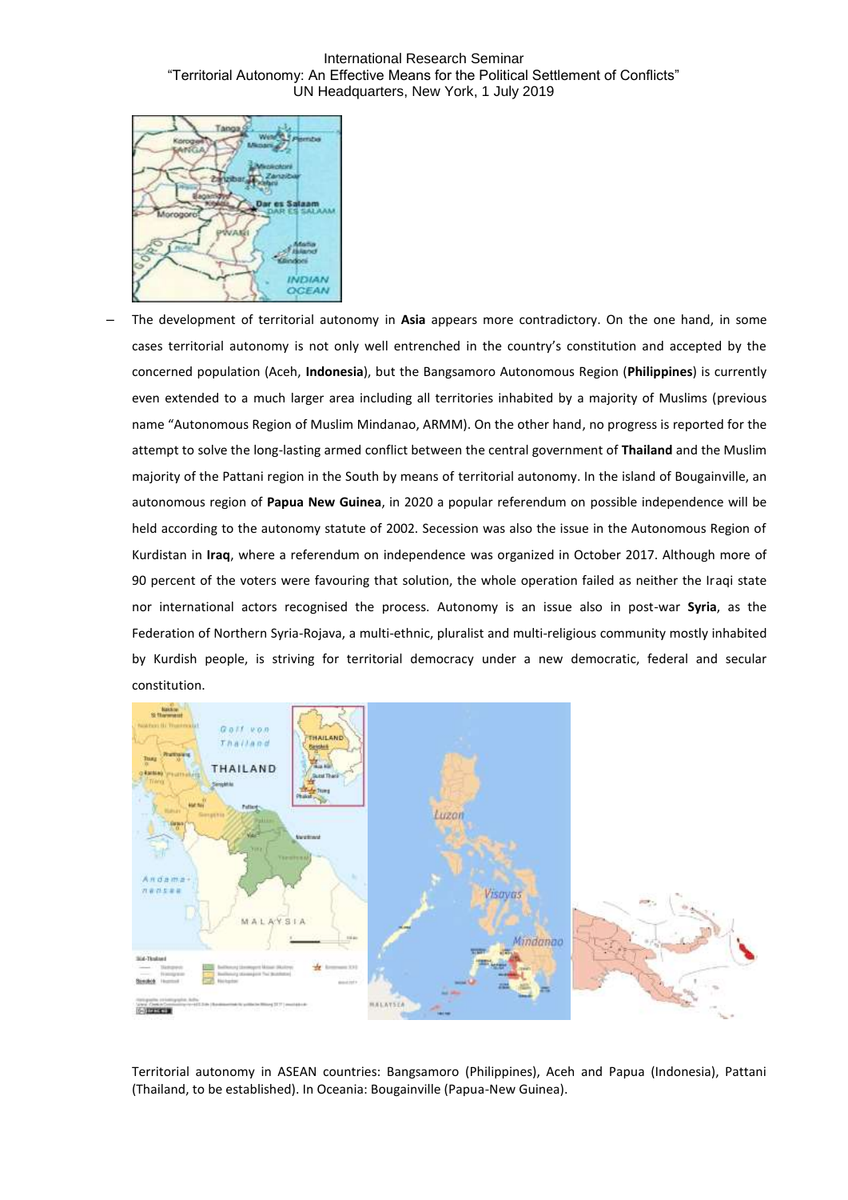– The development of territorial autonomy in **Asia** appears more contradictory. On the one hand, in some cases territorial autonomy is not only well entrenched in the country's constitution and accepted by the concerned population (Aceh, **Indonesia**), but the Bangsamoro Autonomous Region (**Philippines**) is currently even extended to a much larger area including all territories inhabited by a majority of Muslims (previous name "Autonomous Region of Muslim Mindanao, ARMM). On the other hand, no progress is reported for the attempt to solve the long-lasting armed conflict between the central government of **Thailand** and the Muslim majority of the Pattani region in the South by means of territorial autonomy. In the island of Bougainville, an autonomous region of **Papua New Guinea**, in 2020 a popular referendum on possible independence will be held according to the autonomy statute of 2002. Secession was also the issue in the Autonomous Region of Kurdistan in **Iraq**, where a referendum on independence was organized in October 2017. Although more of 90 percent of the voters were favouring that solution, the whole operation failed as neither the Iraqi state nor international actors recognised the process. Autonomy is an issue also in post-war **Syria**, as the Federation of Northern Syria-Rojava, a multi-ethnic, pluralist and multi-religious community mostly inhabited by Kurdish people, is striving for territorial democracy under a new democratic, federal and secular constitution.

Territorial autonomy in ASEAN countries: Bangsamoro (Philippines), Aceh and Papua (Indonesia), Pattani (Thailand, to be established). In Oceania: Bougainville (Papua-New Guinea).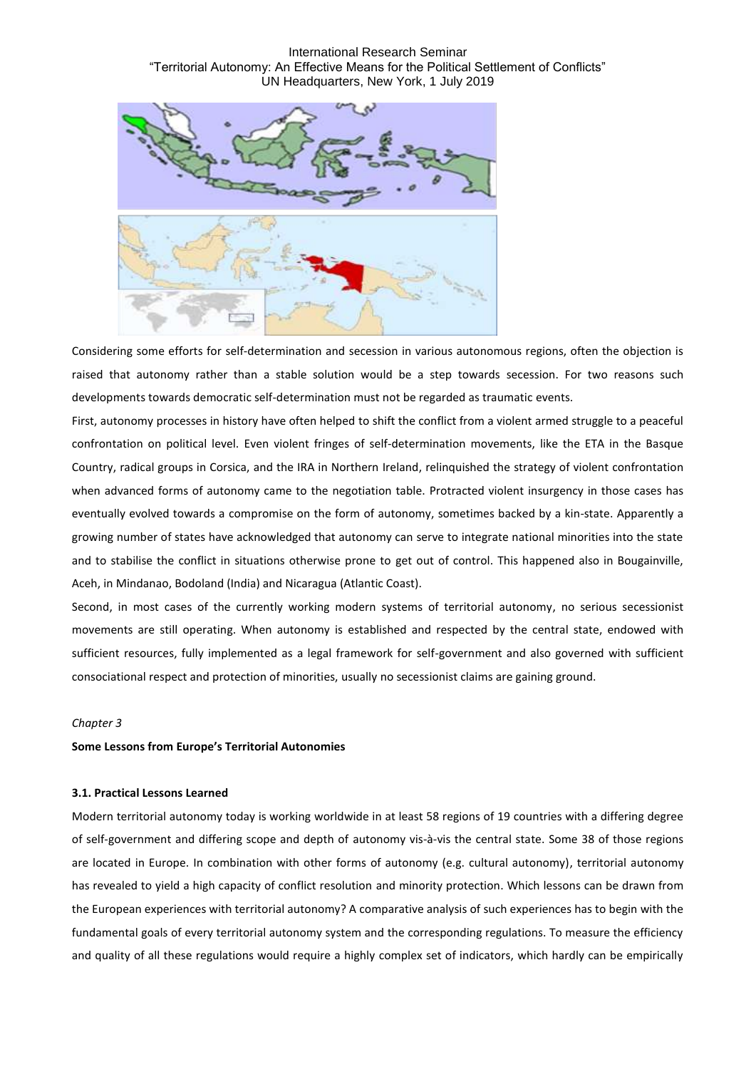Considering some efforts for self-determination and secession in various autonomous regions, often the objection is raised that autonomy rather than a stable solution would be a step towards secession. For two reasons such developments towards democratic self-determination must not be regarded as traumatic events.

First, autonomy processes in history have often helped to shift the conflict from a violent armed struggle to a peaceful confrontation on political level. Even violent fringes of self-determination movements, like the ETA in the Basque Country, radical groups in Corsica, and the IRA in Northern Ireland, relinquished the strategy of violent confrontation when advanced forms of autonomy came to the negotiation table. Protracted violent insurgency in those cases has eventually evolved towards a compromise on the form of autonomy, sometimes backed by a kin-state. Apparently a growing number of states have acknowledged that autonomy can serve to integrate national minorities into the state and to stabilise the conflict in situations otherwise prone to get out of control. This happened also in Bougainville, Aceh, in Mindanao, Bodoland (India) and Nicaragua (Atlantic Coast).

Second, in most cases of the currently working modern systems of territorial autonomy, no serious secessionist movements are still operating. When autonomy is established and respected by the central state, endowed with sufficient resources, fully implemented as a legal framework for self-government and also governed with sufficient consociational respect and protection of minorities, usually no secessionist claims are gaining ground.

*Chapter 3*

## Some Lessons from Europe's Territorial Autonomies

### 3.1. Practical Lessons Learned

Modern territorial autonomy today is working worldwide in at least 58 regions of 19 countries with a differing degree of self-government and differing scope and depth of autonomy vis-à-vis the central state. Some 38 of those regions are located in Europe. In combination with other forms of autonomy (e.g. cultural autonomy), territorial autonomy has revealed to yield a high capacity of conflict resolution and minority protection. Which lessons can be drawn from the European experiences with territorial autonomy? A comparative analysis of such experiences has to begin with the fundamental goals of every territorial autonomy system and the corresponding regulations. To measure the efficiency and quality of all these regulations would require a highly complex set of indicators, which hardly can be empirically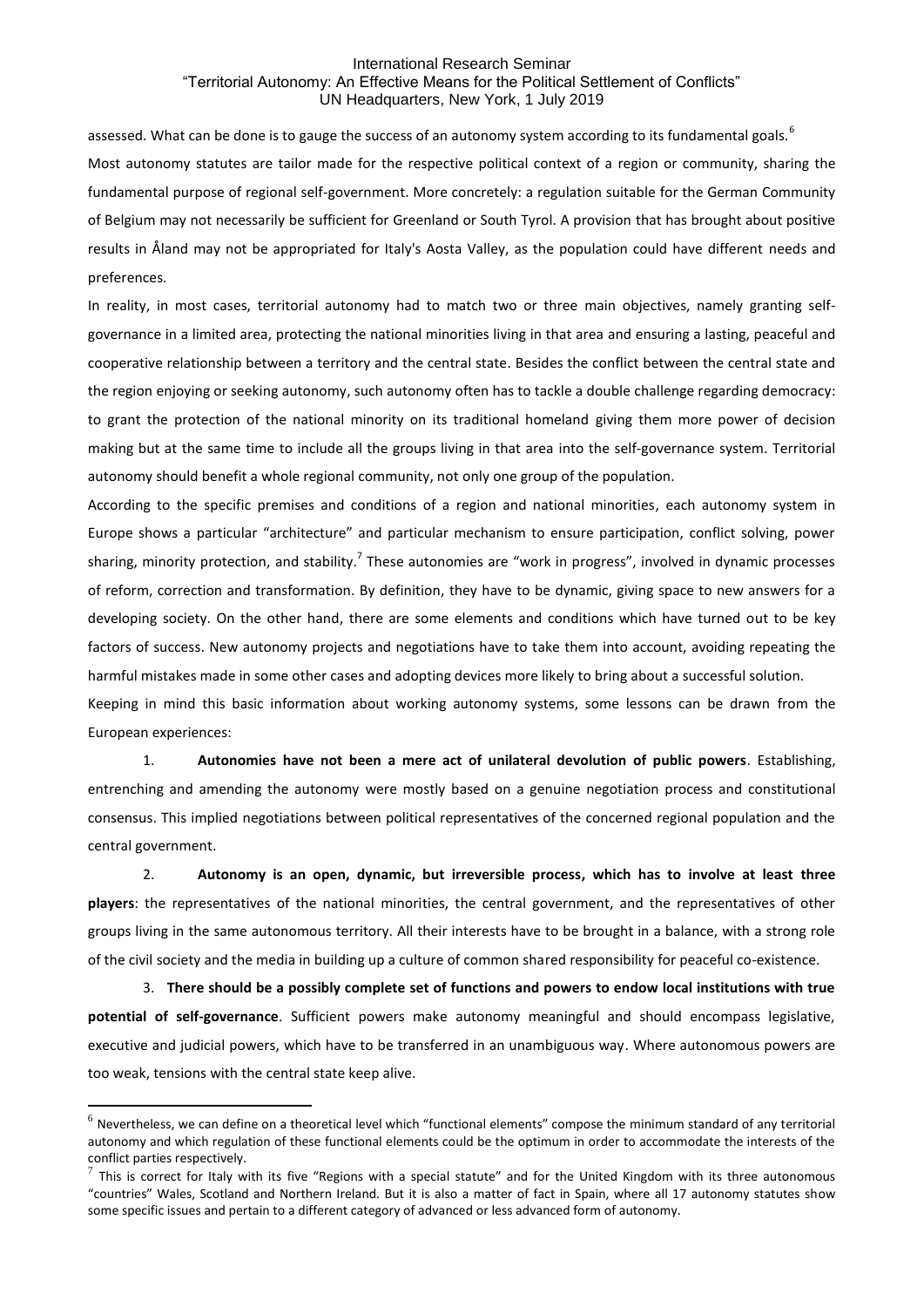assessed. What can be done is to gauge the success of an autonomy system according to its fundamental goals.[6]

Most autonomy statutes are tailor made for the respective political context of a region or community, sharing the fundamental purpose of regional self-government. More concretely: a regulation suitable for the German Community of Belgium may not necessarily be sufficient for Greenland or South Tyrol. A provision that has brought about positive results in Åland may not be appropriated for Italy's Aosta Valley, as the population could have different needs and preferences.

In reality, in most cases, territorial autonomy had to match two or three main objectives, namely granting self-governance in a limited area, protecting the national minorities living in that area and ensuring a lasting, peaceful and cooperative relationship between a territory and the central state. Besides the conflict between the central state and the region enjoying or seeking autonomy, such autonomy often has to tackle a double challenge regarding democracy: to grant the protection of the national minority on its traditional homeland giving them more power of decision making but at the same time to include all the groups living in that area into the self-governance system. Territorial autonomy should benefit a whole regional community, not only one group of the population.

According to the specific premises and conditions of a region and national minorities, each autonomy system in Europe shows a particular "architecture" and particular mechanism to ensure participation, conflict solving, power sharing, minority protection, and stability.[7] These autonomies are "work in progress", involved in dynamic processes of reform, correction and transformation. By definition, they have to be dynamic, giving space to new answers for a developing society. On the other hand, there are some elements and conditions which have turned out to be key factors of success. New autonomy projects and negotiations have to take them into account, avoiding repeating the harmful mistakes made in some other cases and adopting devices more likely to bring about a successful solution.

Keeping in mind this basic information about working autonomy systems, some lessons can be drawn from the European experiences:

1. **Autonomies have not been a mere act of unilateral devolution of public powers**. Establishing, entrenching and amending the autonomy were mostly based on a genuine negotiation process and constitutional consensus. This implied negotiations between political representatives of the concerned regional population and the central government.

2. **Autonomy is an open, dynamic, but irreversible process, which has to involve at least three players**: the representatives of the national minorities, the central government, and the representatives of other groups living in the same autonomous territory. All their interests have to be brought in a balance, with a strong role of the civil society and the media in building up a culture of common shared responsibility for peaceful co-existence.

3. **There should be a possibly complete set of functions and powers to endow local institutions with true potential of self-governance**. Sufficient powers make autonomy meaningful and should encompass legislative, executive and judicial powers, which have to be transferred in an unambiguous way. Where autonomous powers are too weak, tensions with the central state keep alive.

---

[6] Nevertheless, we can define on a theoretical level which "functional elements" compose the minimum standard of any territorial autonomy and which regulation of these functional elements could be the optimum in order to accommodate the interests of the conflict parties respectively.

[7] This is correct for Italy with its five "Regions with a special statute" and for the United Kingdom with its three autonomous "countries" Wales, Scotland and Northern Ireland. But it is also a matter of fact in Spain, where all 17 autonomy statutes show some specific issues and pertain to a different category of advanced or less advanced form of autonomy.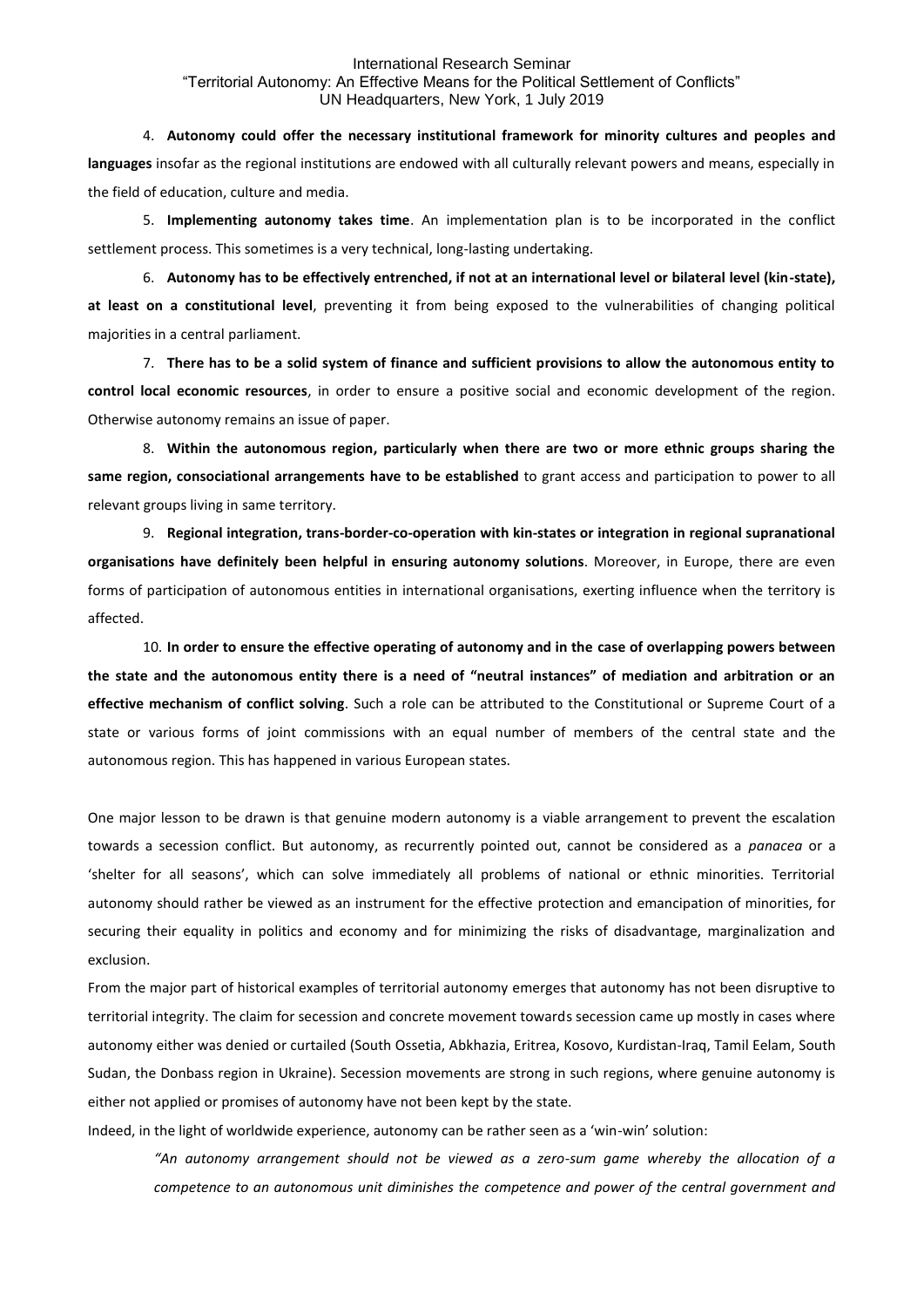4. **Autonomy could offer the necessary institutional framework for minority cultures and peoples and languages** insofar as the regional institutions are endowed with all culturally relevant powers and means, especially in the field of education, culture and media.

5. **Implementing autonomy takes time**. An implementation plan is to be incorporated in the conflict settlement process. This sometimes is a very technical, long-lasting undertaking.

6. **Autonomy has to be effectively entrenched, if not at an international level or bilateral level (kin-state), at least on a constitutional level**, preventing it from being exposed to the vulnerabilities of changing political majorities in a central parliament.

7. **There has to be a solid system of finance and sufficient provisions to allow the autonomous entity to control local economic resources**, in order to ensure a positive social and economic development of the region. Otherwise autonomy remains an issue of paper.

8. **Within the autonomous region, particularly when there are two or more ethnic groups sharing the same region, consociational arrangements have to be established** to grant access and participation to power to all relevant groups living in same territory.

9. **Regional integration, trans-border-co-operation with kin-states or integration in regional supranational organisations have definitely been helpful in ensuring autonomy solutions**. Moreover, in Europe, there are even forms of participation of autonomous entities in international organisations, exerting influence when the territory is affected.

10. **In order to ensure the effective operating of autonomy and in the case of overlapping powers between the state and the autonomous entity there is a need of "neutral instances" of mediation and arbitration or an effective mechanism of conflict solving**. Such a role can be attributed to the Constitutional or Supreme Court of a state or various forms of joint commissions with an equal number of members of the central state and the autonomous region. This has happened in various European states.

One major lesson to be drawn is that genuine modern autonomy is a viable arrangement to prevent the escalation towards a secession conflict. But autonomy, as recurrently pointed out, cannot be considered as a *panacea* or a 'shelter for all seasons', which can solve immediately all problems of national or ethnic minorities. Territorial autonomy should rather be viewed as an instrument for the effective protection and emancipation of minorities, for securing their equality in politics and economy and for minimizing the risks of disadvantage, marginalization and exclusion.

From the major part of historical examples of territorial autonomy emerges that autonomy has not been disruptive to territorial integrity. The claim for secession and concrete movement towards secession came up mostly in cases where autonomy either was denied or curtailed (South Ossetia, Abkhazia, Eritrea, Kosovo, Kurdistan-Iraq, Tamil Eelam, South Sudan, the Donbass region in Ukraine). Secession movements are strong in such regions, where genuine autonomy is either not applied or promises of autonomy have not been kept by the state.

Indeed, in the light of worldwide experience, autonomy can be rather seen as a 'win-win' solution:

> *"An autonomy arrangement should not be viewed as a zero-sum game whereby the allocation of a competence to an autonomous unit diminishes the competence and power of the central government and*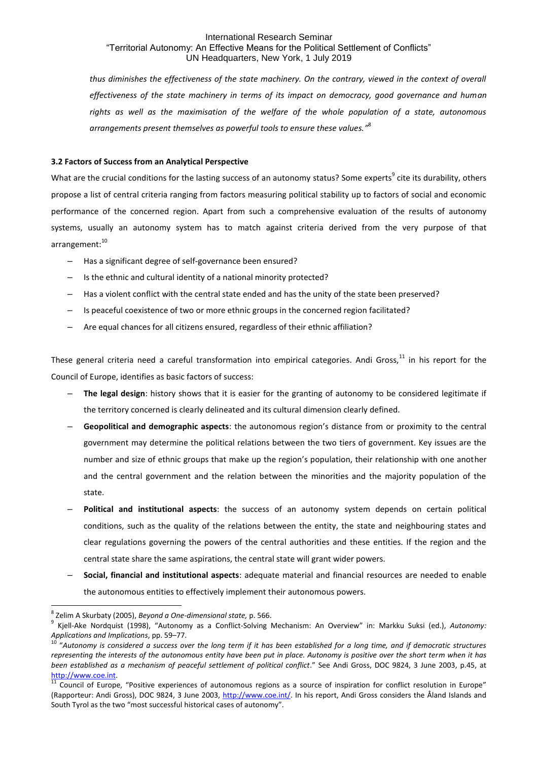*thus diminishes the effectiveness of the state machinery. On the contrary, viewed in the context of overall effectiveness of the state machinery in terms of its impact on democracy, good governance and human rights as well as the maximisation of the welfare of the whole population of a state, autonomous arrangements present themselves as powerful tools to ensure these values."*[8]

### 3.2 Factors of Success from an Analytical Perspective

What are the crucial conditions for the lasting success of an autonomy status? Some experts[9] cite its durability, others propose a list of central criteria ranging from factors measuring political stability up to factors of social and economic performance of the concerned region. Apart from such a comprehensive evaluation of the results of autonomy systems, usually an autonomy system has to match against criteria derived from the very purpose of that arrangement:[10]

- Has a significant degree of self-governance been ensured?
- Is the ethnic and cultural identity of a national minority protected?
- Has a violent conflict with the central state ended and has the unity of the state been preserved?
- Is peaceful coexistence of two or more ethnic groups in the concerned region facilitated?
- Are equal chances for all citizens ensured, regardless of their ethnic affiliation?

These general criteria need a careful transformation into empirical categories. Andi Gross,[11] in his report for the Council of Europe, identifies as basic factors of success:

- **The legal design**: history shows that it is easier for the granting of autonomy to be considered legitimate if the territory concerned is clearly delineated and its cultural dimension clearly defined.
- **Geopolitical and demographic aspects**: the autonomous region's distance from or proximity to the central government may determine the political relations between the two tiers of government. Key issues are the number and size of ethnic groups that make up the region's population, their relationship with one another and the central government and the relation between the minorities and the majority population of the state.
- **Political and institutional aspects**: the success of an autonomy system depends on certain political conditions, such as the quality of the relations between the entity, the state and neighbouring states and clear regulations governing the powers of the central authorities and these entities. If the region and the central state share the same aspirations, the central state will grant wider powers.
- **Social, financial and institutional aspects**: adequate material and financial resources are needed to enable the autonomous entities to effectively implement their autonomous powers.

---

[8] Zelim A Skurbaty (2005), *Beyond a One-dimensional state,* p. 566.

[9] Kjell-Ake Nordquist (1998), "Autonomy as a Conflict-Solving Mechanism: An Overview" in: Markku Suksi (ed.), *Autonomy: Applications and Implications*, pp. 59–77.

[10] "*Autonomy is considered a success over the long term if it has been established for a long time, and if democratic structures representing the interests of the autonomous entity have been put in place. Autonomy is positive over the short term when it has been established as a mechanism of peaceful settlement of political conflict*." See Andi Gross, DOC 9824, 3 June 2003, p.45, at http://www.coe.int.

[11] Council of Europe, "Positive experiences of autonomous regions as a source of inspiration for conflict resolution in Europe" (Rapporteur: Andi Gross), DOC 9824, 3 June 2003, http://www.coe.int/. In his report, Andi Gross considers the Åland Islands and South Tyrol as the two "most successful historical cases of autonomy".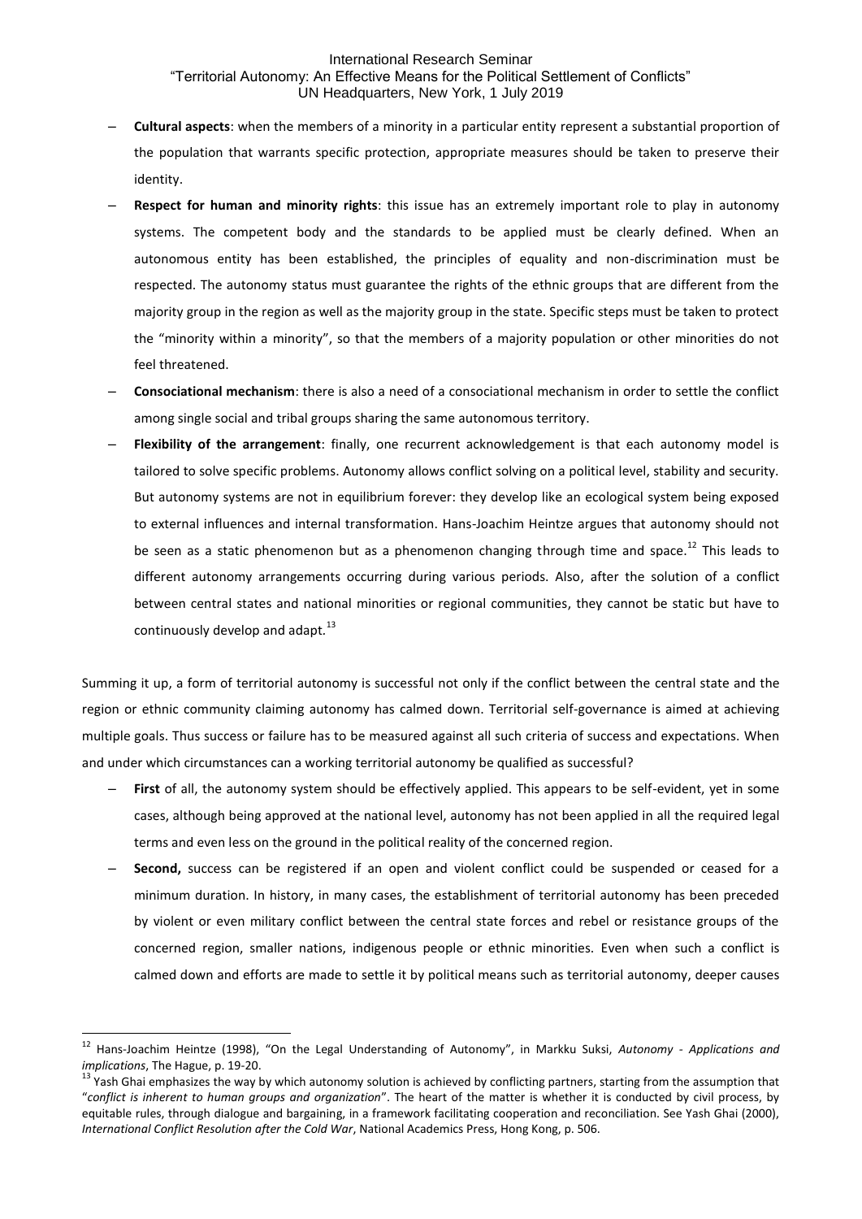- **Cultural aspects**: when the members of a minority in a particular entity represent a substantial proportion of the population that warrants specific protection, appropriate measures should be taken to preserve their identity.
- **Respect for human and minority rights**: this issue has an extremely important role to play in autonomy systems. The competent body and the standards to be applied must be clearly defined. When an autonomous entity has been established, the principles of equality and non-discrimination must be respected. The autonomy status must guarantee the rights of the ethnic groups that are different from the majority group in the region as well as the majority group in the state. Specific steps must be taken to protect the "minority within a minority", so that the members of a majority population or other minorities do not feel threatened.
- **Consociational mechanism**: there is also a need of a consociational mechanism in order to settle the conflict among single social and tribal groups sharing the same autonomous territory.
- **Flexibility of the arrangement**: finally, one recurrent acknowledgement is that each autonomy model is tailored to solve specific problems. Autonomy allows conflict solving on a political level, stability and security. But autonomy systems are not in equilibrium forever: they develop like an ecological system being exposed to external influences and internal transformation. Hans-Joachim Heintze argues that autonomy should not be seen as a static phenomenon but as a phenomenon changing through time and space.[12] This leads to different autonomy arrangements occurring during various periods. Also, after the solution of a conflict between central states and national minorities or regional communities, they cannot be static but have to continuously develop and adapt.[13]

Summing it up, a form of territorial autonomy is successful not only if the conflict between the central state and the region or ethnic community claiming autonomy has calmed down. Territorial self-governance is aimed at achieving multiple goals. Thus success or failure has to be measured against all such criteria of success and expectations. When and under which circumstances can a working territorial autonomy be qualified as successful?

- **First** of all, the autonomy system should be effectively applied. This appears to be self-evident, yet in some cases, although being approved at the national level, autonomy has not been applied in all the required legal terms and even less on the ground in the political reality of the concerned region.
- **Second,** success can be registered if an open and violent conflict could be suspended or ceased for a minimum duration. In history, in many cases, the establishment of territorial autonomy has been preceded by violent or even military conflict between the central state forces and rebel or resistance groups of the concerned region, smaller nations, indigenous people or ethnic minorities. Even when such a conflict is calmed down and efforts are made to settle it by political means such as territorial autonomy, deeper causes

---

[12] Hans-Joachim Heintze (1998), "On the Legal Understanding of Autonomy", in Markku Suksi, *Autonomy - Applications and implications*, The Hague, p. 19-20.

[13] Yash Ghai emphasizes the way by which autonomy solution is achieved by conflicting partners, starting from the assumption that "*conflict is inherent to human groups and organization*". The heart of the matter is whether it is conducted by civil process, by equitable rules, through dialogue and bargaining, in a framework facilitating cooperation and reconciliation. See Yash Ghai (2000), *International Conflict Resolution after the Cold War*, National Academics Press, Hong Kong, p. 506.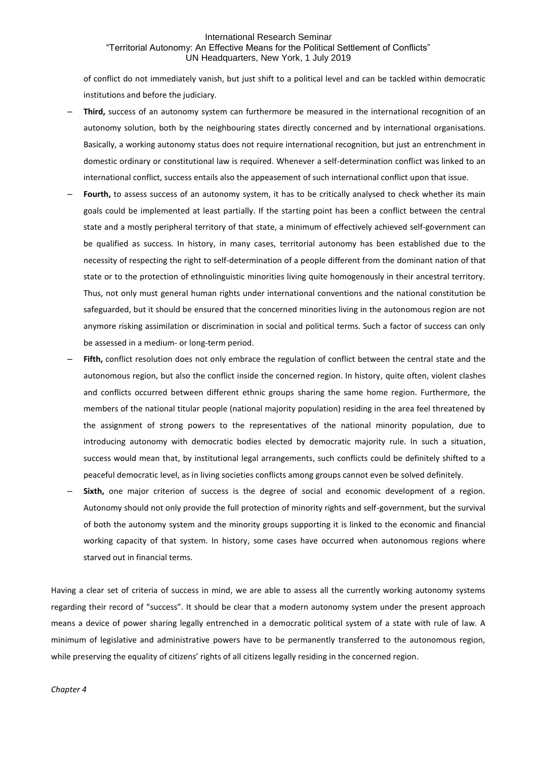of conflict do not immediately vanish, but just shift to a political level and can be tackled within democratic institutions and before the judiciary.

- **Third,** success of an autonomy system can furthermore be measured in the international recognition of an autonomy solution, both by the neighbouring states directly concerned and by international organisations. Basically, a working autonomy status does not require international recognition, but just an entrenchment in domestic ordinary or constitutional law is required. Whenever a self-determination conflict was linked to an international conflict, success entails also the appeasement of such international conflict upon that issue.
- **Fourth,** to assess success of an autonomy system, it has to be critically analysed to check whether its main goals could be implemented at least partially. If the starting point has been a conflict between the central state and a mostly peripheral territory of that state, a minimum of effectively achieved self-government can be qualified as success. In history, in many cases, territorial autonomy has been established due to the necessity of respecting the right to self-determination of a people different from the dominant nation of that state or to the protection of ethnolinguistic minorities living quite homogenously in their ancestral territory. Thus, not only must general human rights under international conventions and the national constitution be safeguarded, but it should be ensured that the concerned minorities living in the autonomous region are not anymore risking assimilation or discrimination in social and political terms. Such a factor of success can only be assessed in a medium- or long-term period.
- **Fifth,** conflict resolution does not only embrace the regulation of conflict between the central state and the autonomous region, but also the conflict inside the concerned region. In history, quite often, violent clashes and conflicts occurred between different ethnic groups sharing the same home region. Furthermore, the members of the national titular people (national majority population) residing in the area feel threatened by the assignment of strong powers to the representatives of the national minority population, due to introducing autonomy with democratic bodies elected by democratic majority rule. In such a situation, success would mean that, by institutional legal arrangements, such conflicts could be definitely shifted to a peaceful democratic level, as in living societies conflicts among groups cannot even be solved definitely.
- **Sixth,** one major criterion of success is the degree of social and economic development of a region. Autonomy should not only provide the full protection of minority rights and self-government, but the survival of both the autonomy system and the minority groups supporting it is linked to the economic and financial working capacity of that system. In history, some cases have occurred when autonomous regions where starved out in financial terms.

Having a clear set of criteria of success in mind, we are able to assess all the currently working autonomy systems regarding their record of "success". It should be clear that a modern autonomy system under the present approach means a device of power sharing legally entrenched in a democratic political system of a state with rule of law. A minimum of legislative and administrative powers have to be permanently transferred to the autonomous region, while preserving the equality of citizens' rights of all citizens legally residing in the concerned region.

*Chapter 4*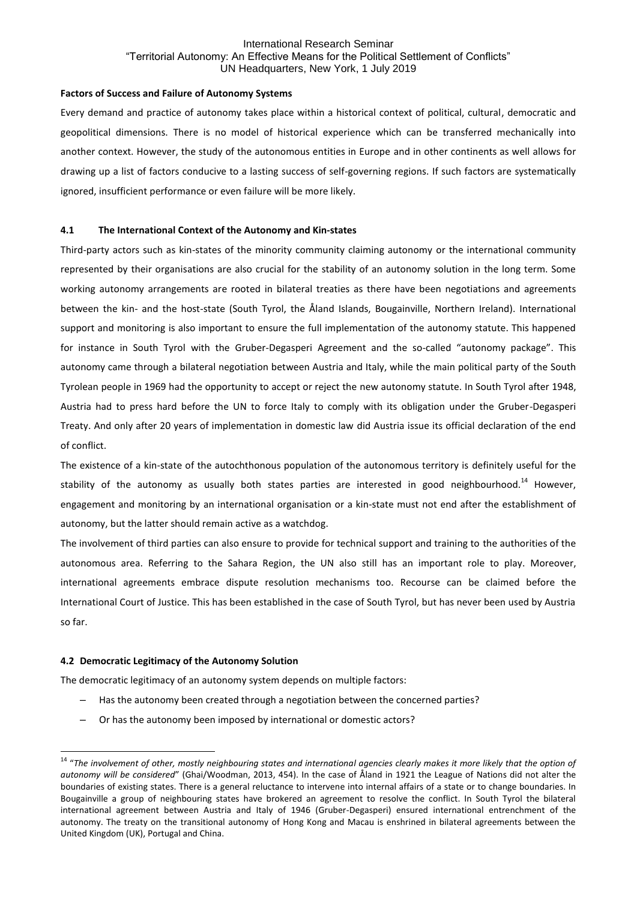**Factors of Success and Failure of Autonomy Systems**

Every demand and practice of autonomy takes place within a historical context of political, cultural, democratic and geopolitical dimensions. There is no model of historical experience which can be transferred mechanically into another context. However, the study of the autonomous entities in Europe and in other continents as well allows for drawing up a list of factors conducive to a lasting success of self-governing regions. If such factors are systematically ignored, insufficient performance or even failure will be more likely.

#### 4.1 The International Context of the Autonomy and Kin-states

Third-party actors such as kin-states of the minority community claiming autonomy or the international community represented by their organisations are also crucial for the stability of an autonomy solution in the long term. Some working autonomy arrangements are rooted in bilateral treaties as there have been negotiations and agreements between the kin- and the host-state (South Tyrol, the Åland Islands, Bougainville, Northern Ireland). International support and monitoring is also important to ensure the full implementation of the autonomy statute. This happened for instance in South Tyrol with the Gruber-Degasperi Agreement and the so-called "autonomy package". This autonomy came through a bilateral negotiation between Austria and Italy, while the main political party of the South Tyrolean people in 1969 had the opportunity to accept or reject the new autonomy statute. In South Tyrol after 1948, Austria had to press hard before the UN to force Italy to comply with its obligation under the Gruber-Degasperi Treaty. And only after 20 years of implementation in domestic law did Austria issue its official declaration of the end of conflict.

The existence of a kin-state of the autochthonous population of the autonomous territory is definitely useful for the stability of the autonomy as usually both states parties are interested in good neighbourhood.[14] However, engagement and monitoring by an international organisation or a kin-state must not end after the establishment of autonomy, but the latter should remain active as a watchdog.

The involvement of third parties can also ensure to provide for technical support and training to the authorities of the autonomous area. Referring to the Sahara Region, the UN also still has an important role to play. Moreover, international agreements embrace dispute resolution mechanisms too. Recourse can be claimed before the International Court of Justice. This has been established in the case of South Tyrol, but has never been used by Austria so far.

#### 4.2 Democratic Legitimacy of the Autonomy Solution

The democratic legitimacy of an autonomy system depends on multiple factors:

- Has the autonomy been created through a negotiation between the concerned parties?
- Or has the autonomy been imposed by international or domestic actors?

---

[14] "*The involvement of other, mostly neighbouring states and international agencies clearly makes it more likely that the option of autonomy will be considered*" (Ghai/Woodman, 2013, 454). In the case of Åland in 1921 the League of Nations did not alter the boundaries of existing states. There is a general reluctance to intervene into internal affairs of a state or to change boundaries. In Bougainville a group of neighbouring states have brokered an agreement to resolve the conflict. In South Tyrol the bilateral international agreement between Austria and Italy of 1946 (Gruber-Degasperi) ensured international entrenchment of the autonomy. The treaty on the transitional autonomy of Hong Kong and Macau is enshrined in bilateral agreements between the United Kingdom (UK), Portugal and China.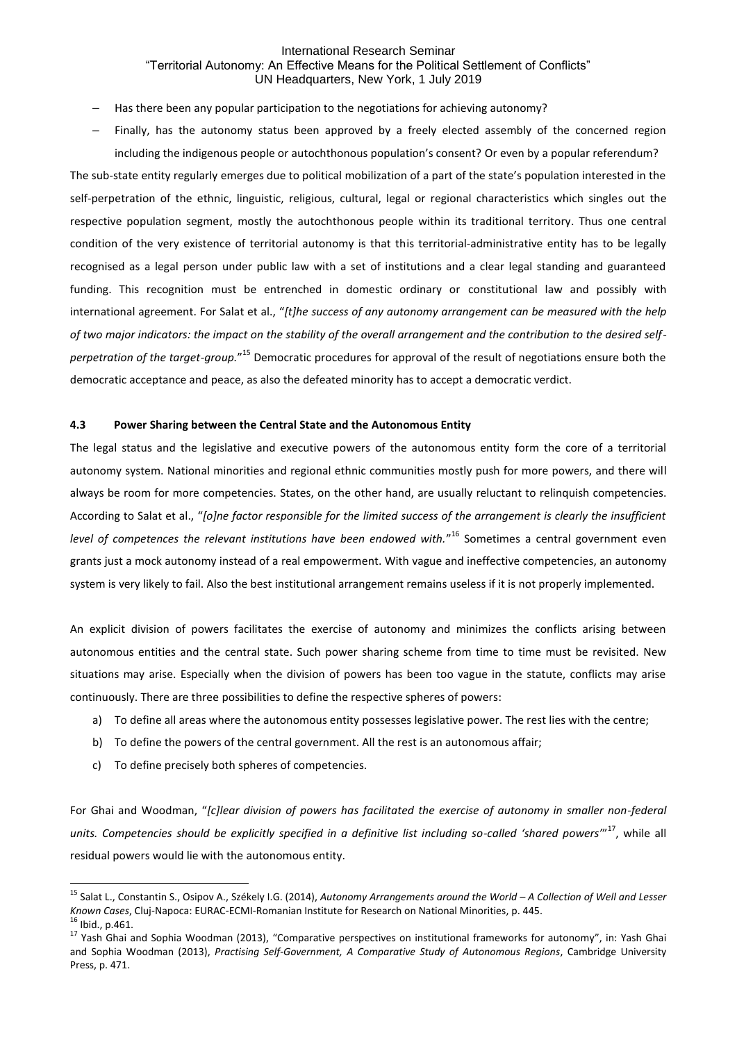– Has there been any popular participation to the negotiations for achieving autonomy?

– Finally, has the autonomy status been approved by a freely elected assembly of the concerned region including the indigenous people or autochthonous population's consent? Or even by a popular referendum?

The sub-state entity regularly emerges due to political mobilization of a part of the state's population interested in the self-perpetration of the ethnic, linguistic, religious, cultural, legal or regional characteristics which singles out the respective population segment, mostly the autochthonous people within its traditional territory. Thus one central condition of the very existence of territorial autonomy is that this territorial-administrative entity has to be legally recognised as a legal person under public law with a set of institutions and a clear legal standing and guaranteed funding. This recognition must be entrenched in domestic ordinary or constitutional law and possibly with international agreement. For Salat et al., "*[t]he success of any autonomy arrangement can be measured with the help of two major indicators: the impact on the stability of the overall arrangement and the contribution to the desired self-perpetration of the target-group.*"[15] Democratic procedures for approval of the result of negotiations ensure both the democratic acceptance and peace, as also the defeated minority has to accept a democratic verdict.

### 4.3 Power Sharing between the Central State and the Autonomous Entity

The legal status and the legislative and executive powers of the autonomous entity form the core of a territorial autonomy system. National minorities and regional ethnic communities mostly push for more powers, and there will always be room for more competencies. States, on the other hand, are usually reluctant to relinquish competencies. According to Salat et al., "*[o]ne factor responsible for the limited success of the arrangement is clearly the insufficient level of competences the relevant institutions have been endowed with.*"[16] Sometimes a central government even grants just a mock autonomy instead of a real empowerment. With vague and ineffective competencies, an autonomy system is very likely to fail. Also the best institutional arrangement remains useless if it is not properly implemented.

An explicit division of powers facilitates the exercise of autonomy and minimizes the conflicts arising between autonomous entities and the central state. Such power sharing scheme from time to time must be revisited. New situations may arise. Especially when the division of powers has been too vague in the statute, conflicts may arise continuously. There are three possibilities to define the respective spheres of powers:

a) To define all areas where the autonomous entity possesses legislative power. The rest lies with the centre;
b) To define the powers of the central government. All the rest is an autonomous affair;
c) To define precisely both spheres of competencies.

For Ghai and Woodman, "*[c]lear division of powers has facilitated the exercise of autonomy in smaller non-federal units. Competencies should be explicitly specified in a definitive list including so-called 'shared powers'*"[17], while all residual powers would lie with the autonomous entity.

---

[15] Salat L., Constantin S., Osipov A., Székely I.G. (2014), *Autonomy Arrangements around the World – A Collection of Well and Lesser Known Cases*, Cluj-Napoca: EURAC-ECMI-Romanian Institute for Research on National Minorities, p. 445.

[16] Ibid., p.461.

[17] Yash Ghai and Sophia Woodman (2013), "Comparative perspectives on institutional frameworks for autonomy", in: Yash Ghai and Sophia Woodman (2013), *Practising Self-Government, A Comparative Study of Autonomous Regions*, Cambridge University Press, p. 471.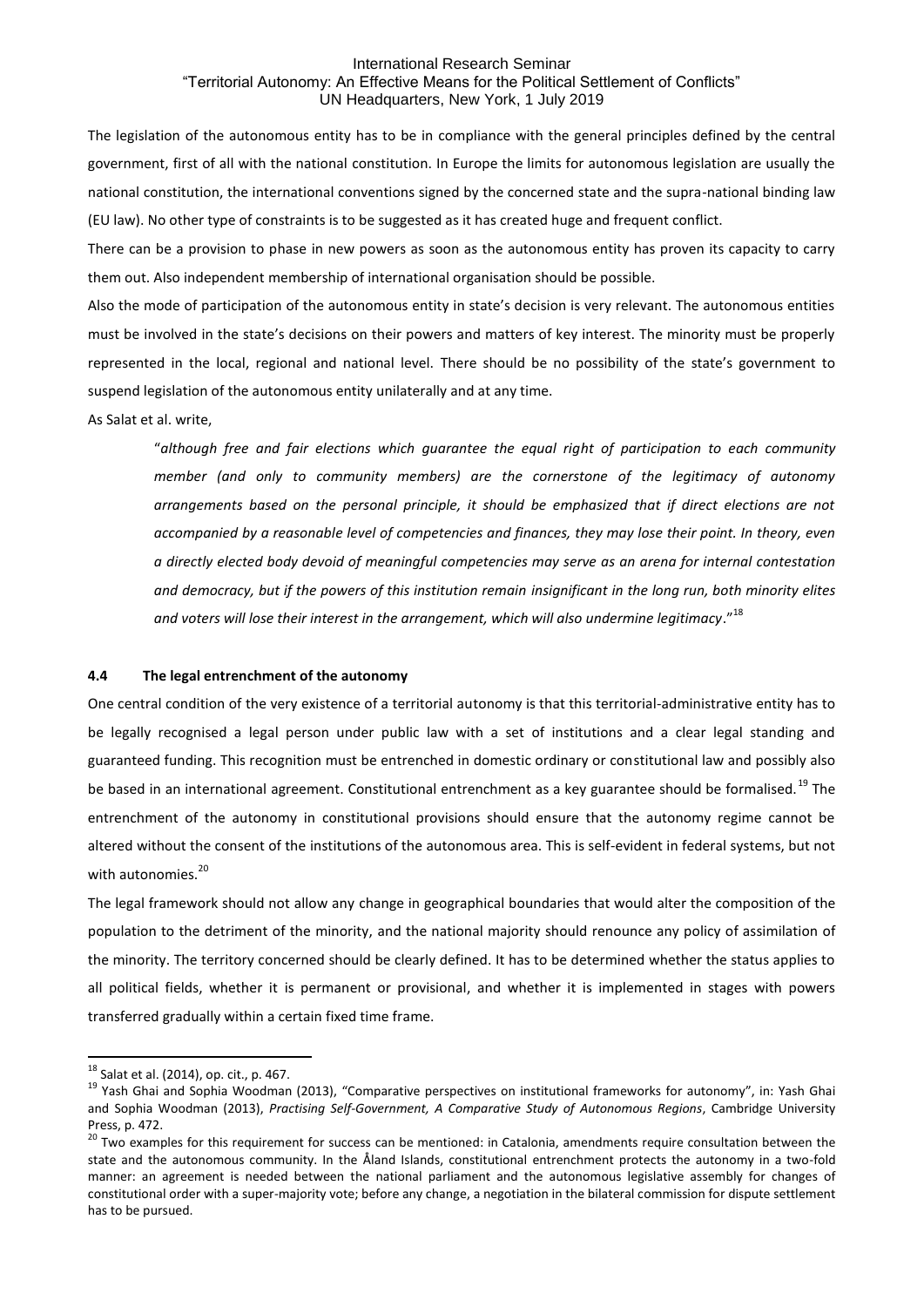The legislation of the autonomous entity has to be in compliance with the general principles defined by the central government, first of all with the national constitution. In Europe the limits for autonomous legislation are usually the national constitution, the international conventions signed by the concerned state and the supra-national binding law (EU law). No other type of constraints is to be suggested as it has created huge and frequent conflict.

There can be a provision to phase in new powers as soon as the autonomous entity has proven its capacity to carry them out. Also independent membership of international organisation should be possible.

Also the mode of participation of the autonomous entity in state's decision is very relevant. The autonomous entities must be involved in the state's decisions on their powers and matters of key interest. The minority must be properly represented in the local, regional and national level. There should be no possibility of the state's government to suspend legislation of the autonomous entity unilaterally and at any time.

As Salat et al. write,

> "*although free and fair elections which guarantee the equal right of participation to each community member (and only to community members) are the cornerstone of the legitimacy of autonomy arrangements based on the personal principle, it should be emphasized that if direct elections are not accompanied by a reasonable level of competencies and finances, they may lose their point. In theory, even a directly elected body devoid of meaningful competencies may serve as an arena for internal contestation and democracy, but if the powers of this institution remain insignificant in the long run, both minority elites and voters will lose their interest in the arrangement, which will also undermine legitimacy*."[18]

#### 4.4 The legal entrenchment of the autonomy

One central condition of the very existence of a territorial autonomy is that this territorial-administrative entity has to be legally recognised a legal person under public law with a set of institutions and a clear legal standing and guaranteed funding. This recognition must be entrenched in domestic ordinary or constitutional law and possibly also be based in an international agreement. Constitutional entrenchment as a key guarantee should be formalised.[19] The entrenchment of the autonomy in constitutional provisions should ensure that the autonomy regime cannot be altered without the consent of the institutions of the autonomous area. This is self-evident in federal systems, but not with autonomies.[20]

The legal framework should not allow any change in geographical boundaries that would alter the composition of the population to the detriment of the minority, and the national majority should renounce any policy of assimilation of the minority. The territory concerned should be clearly defined. It has to be determined whether the status applies to all political fields, whether it is permanent or provisional, and whether it is implemented in stages with powers transferred gradually within a certain fixed time frame.

---

[18] Salat et al. (2014), op. cit., p. 467.

[19] Yash Ghai and Sophia Woodman (2013), "Comparative perspectives on institutional frameworks for autonomy", in: Yash Ghai and Sophia Woodman (2013), *Practising Self-Government, A Comparative Study of Autonomous Regions*, Cambridge University Press, p. 472.

[20] Two examples for this requirement for success can be mentioned: in Catalonia, amendments require consultation between the state and the autonomous community. In the Åland Islands, constitutional entrenchment protects the autonomy in a two-fold manner: an agreement is needed between the national parliament and the autonomous legislative assembly for changes of constitutional order with a super-majority vote; before any change, a negotiation in the bilateral commission for dispute settlement has to be pursued.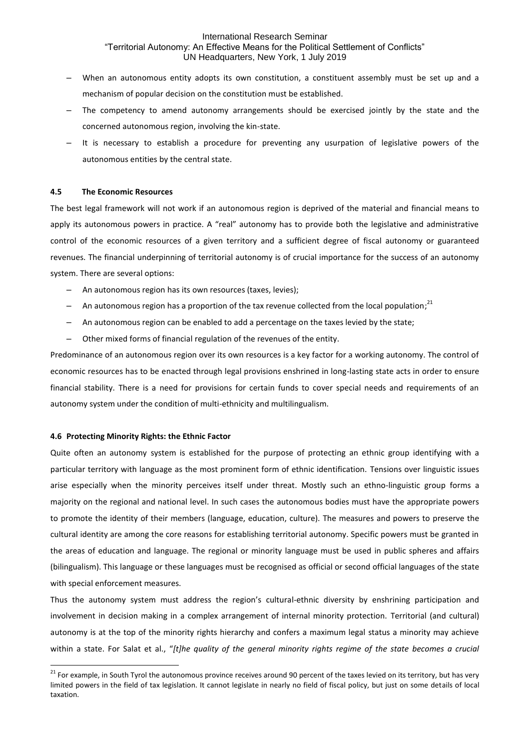- When an autonomous entity adopts its own constitution, a constituent assembly must be set up and a mechanism of popular decision on the constitution must be established.
- The competency to amend autonomy arrangements should be exercised jointly by the state and the concerned autonomous region, involving the kin-state.
- It is necessary to establish a procedure for preventing any usurpation of legislative powers of the autonomous entities by the central state.

### 4.5 The Economic Resources

The best legal framework will not work if an autonomous region is deprived of the material and financial means to apply its autonomous powers in practice. A "real" autonomy has to provide both the legislative and administrative control of the economic resources of a given territory and a sufficient degree of fiscal autonomy or guaranteed revenues. The financial underpinning of territorial autonomy is of crucial importance for the success of an autonomy system. There are several options:

- An autonomous region has its own resources (taxes, levies);
- An autonomous region has a proportion of the tax revenue collected from the local population;[21]
- An autonomous region can be enabled to add a percentage on the taxes levied by the state;
- Other mixed forms of financial regulation of the revenues of the entity.

Predominance of an autonomous region over its own resources is a key factor for a working autonomy. The control of economic resources has to be enacted through legal provisions enshrined in long-lasting state acts in order to ensure financial stability. There is a need for provisions for certain funds to cover special needs and requirements of an autonomy system under the condition of multi-ethnicity and multilingualism.

### 4.6 Protecting Minority Rights: the Ethnic Factor

Quite often an autonomy system is established for the purpose of protecting an ethnic group identifying with a particular territory with language as the most prominent form of ethnic identification. Tensions over linguistic issues arise especially when the minority perceives itself under threat. Mostly such an ethno-linguistic group forms a majority on the regional and national level. In such cases the autonomous bodies must have the appropriate powers to promote the identity of their members (language, education, culture). The measures and powers to preserve the cultural identity are among the core reasons for establishing territorial autonomy. Specific powers must be granted in the areas of education and language. The regional or minority language must be used in public spheres and affairs (bilingualism). This language or these languages must be recognised as official or second official languages of the state with special enforcement measures.

Thus the autonomy system must address the region's cultural-ethnic diversity by enshrining participation and involvement in decision making in a complex arrangement of internal minority protection. Territorial (and cultural) autonomy is at the top of the minority rights hierarchy and confers a maximum legal status a minority may achieve within a state. For Salat et al., "*[t]he quality of the general minority rights regime of the state becomes a crucial*

---

[21] For example, in South Tyrol the autonomous province receives around 90 percent of the taxes levied on its territory, but has very limited powers in the field of tax legislation. It cannot legislate in nearly no field of fiscal policy, but just on some details of local taxation.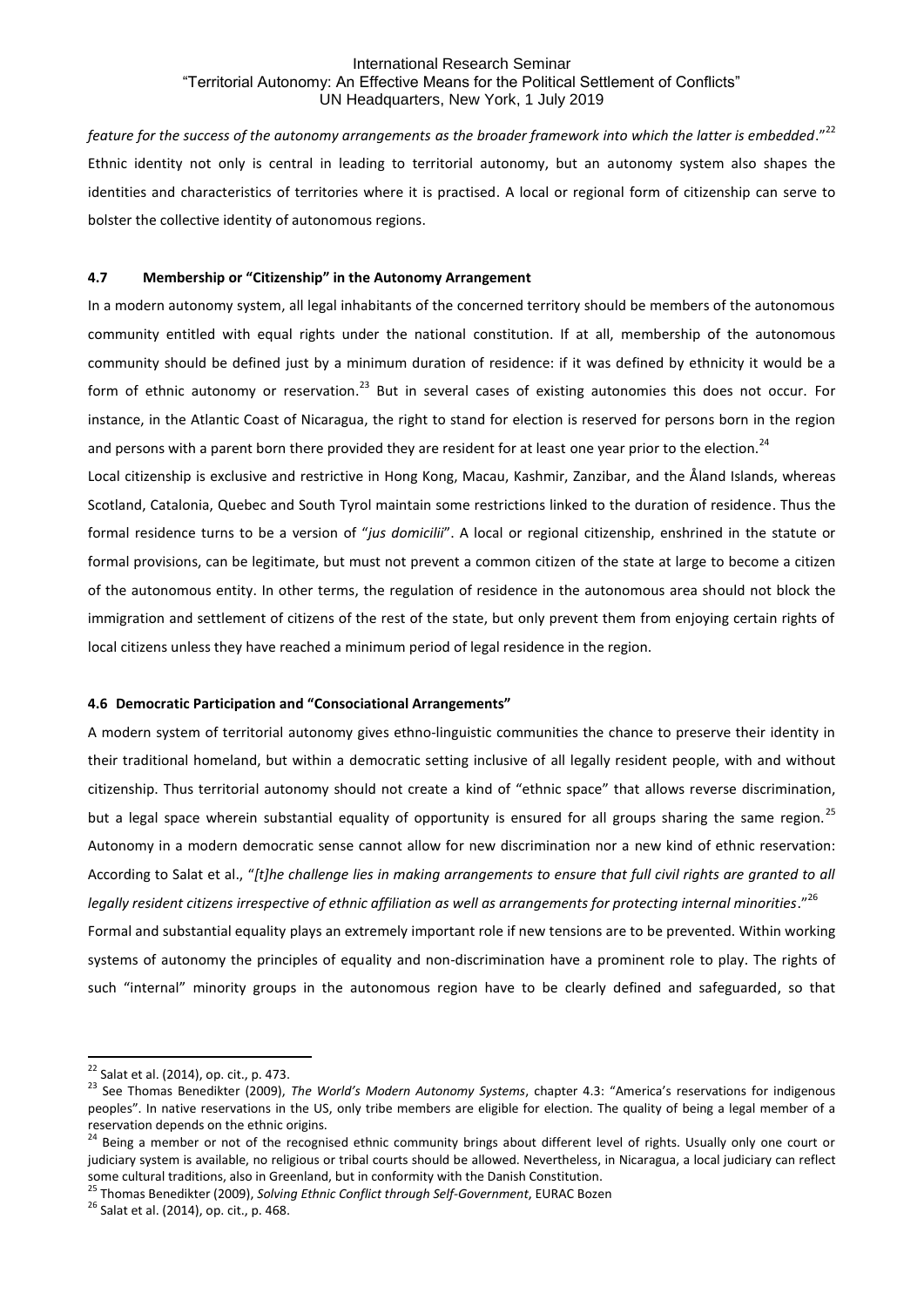*feature for the success of the autonomy arrangements as the broader framework into which the latter is embedded*."[22] Ethnic identity not only is central in leading to territorial autonomy, but an autonomy system also shapes the identities and characteristics of territories where it is practised. A local or regional form of citizenship can serve to bolster the collective identity of autonomous regions.

#### 4.7 Membership or "Citizenship" in the Autonomy Arrangement

In a modern autonomy system, all legal inhabitants of the concerned territory should be members of the autonomous community entitled with equal rights under the national constitution. If at all, membership of the autonomous community should be defined just by a minimum duration of residence: if it was defined by ethnicity it would be a form of ethnic autonomy or reservation.[23] But in several cases of existing autonomies this does not occur. For instance, in the Atlantic Coast of Nicaragua, the right to stand for election is reserved for persons born in the region and persons with a parent born there provided they are resident for at least one year prior to the election.[24]

Local citizenship is exclusive and restrictive in Hong Kong, Macau, Kashmir, Zanzibar, and the Åland Islands, whereas Scotland, Catalonia, Quebec and South Tyrol maintain some restrictions linked to the duration of residence. Thus the formal residence turns to be a version of "*jus domicilii*". A local or regional citizenship, enshrined in the statute or formal provisions, can be legitimate, but must not prevent a common citizen of the state at large to become a citizen of the autonomous entity. In other terms, the regulation of residence in the autonomous area should not block the immigration and settlement of citizens of the rest of the state, but only prevent them from enjoying certain rights of local citizens unless they have reached a minimum period of legal residence in the region.

#### 4.6 Democratic Participation and "Consociational Arrangements"

A modern system of territorial autonomy gives ethno-linguistic communities the chance to preserve their identity in their traditional homeland, but within a democratic setting inclusive of all legally resident people, with and without citizenship. Thus territorial autonomy should not create a kind of "ethnic space" that allows reverse discrimination, but a legal space wherein substantial equality of opportunity is ensured for all groups sharing the same region.[25] Autonomy in a modern democratic sense cannot allow for new discrimination nor a new kind of ethnic reservation: According to Salat et al., "*[t]he challenge lies in making arrangements to ensure that full civil rights are granted to all legally resident citizens irrespective of ethnic affiliation as well as arrangements for protecting internal minorities*."[26]

Formal and substantial equality plays an extremely important role if new tensions are to be prevented. Within working systems of autonomy the principles of equality and non-discrimination have a prominent role to play. The rights of such "internal" minority groups in the autonomous region have to be clearly defined and safeguarded, so that

---

[22] Salat et al. (2014), op. cit., p. 473.

[23] See Thomas Benedikter (2009), *The World's Modern Autonomy Systems*, chapter 4.3: "America's reservations for indigenous peoples". In native reservations in the US, only tribe members are eligible for election. The quality of being a legal member of a reservation depends on the ethnic origins.

[24] Being a member or not of the recognised ethnic community brings about different level of rights. Usually only one court or judiciary system is available, no religious or tribal courts should be allowed. Nevertheless, in Nicaragua, a local judiciary can reflect some cultural traditions, also in Greenland, but in conformity with the Danish Constitution.

[25] Thomas Benedikter (2009), *Solving Ethnic Conflict through Self-Government*, EURAC Bozen

[26] Salat et al. (2014), op. cit., p. 468.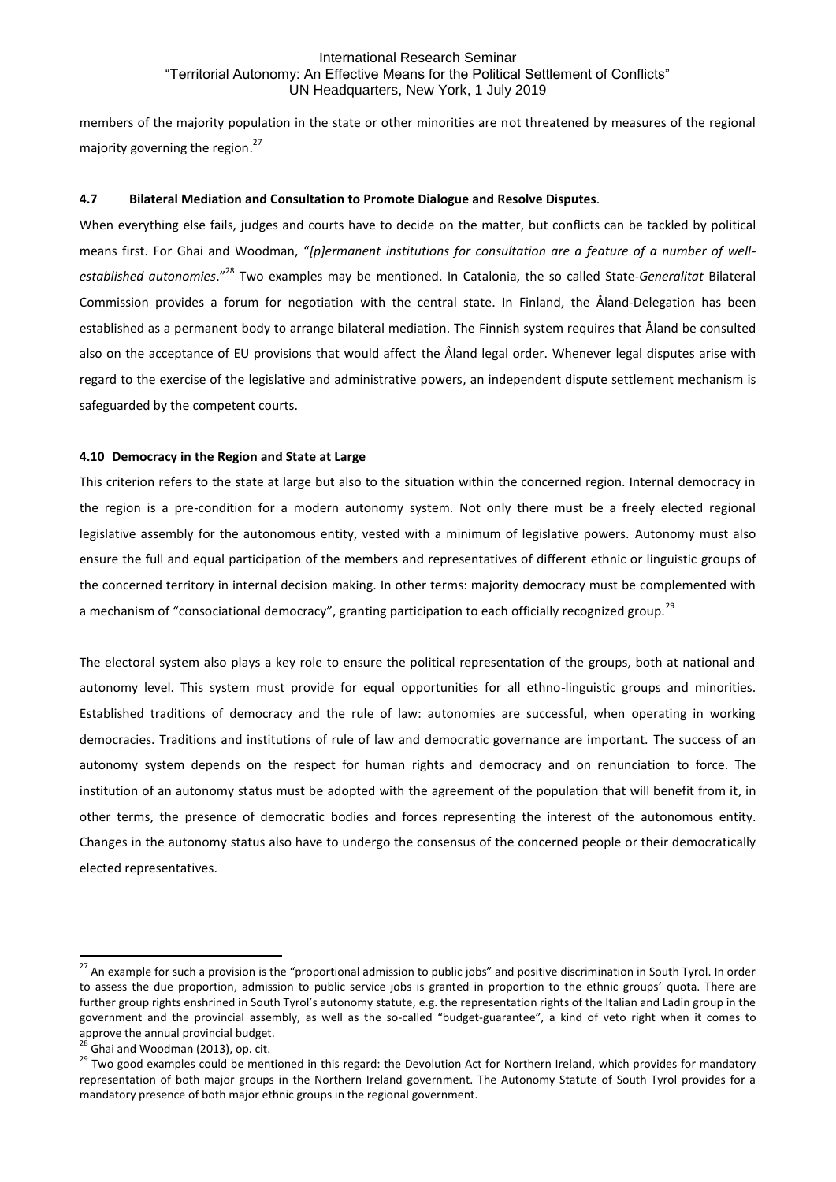members of the majority population in the state or other minorities are not threatened by measures of the regional majority governing the region.[27]

### 4.7 Bilateral Mediation and Consultation to Promote Dialogue and Resolve Disputes.

When everything else fails, judges and courts have to decide on the matter, but conflicts can be tackled by political means first. For Ghai and Woodman, "*[p]ermanent institutions for consultation are a feature of a number of well-established autonomies*."[28] Two examples may be mentioned. In Catalonia, the so called State-*Generalitat* Bilateral Commission provides a forum for negotiation with the central state. In Finland, the Åland-Delegation has been established as a permanent body to arrange bilateral mediation. The Finnish system requires that Åland be consulted also on the acceptance of EU provisions that would affect the Åland legal order. Whenever legal disputes arise with regard to the exercise of the legislative and administrative powers, an independent dispute settlement mechanism is safeguarded by the competent courts.

### 4.10 Democracy in the Region and State at Large

This criterion refers to the state at large but also to the situation within the concerned region. Internal democracy in the region is a pre-condition for a modern autonomy system. Not only there must be a freely elected regional legislative assembly for the autonomous entity, vested with a minimum of legislative powers. Autonomy must also ensure the full and equal participation of the members and representatives of different ethnic or linguistic groups of the concerned territory in internal decision making. In other terms: majority democracy must be complemented with a mechanism of "consociational democracy", granting participation to each officially recognized group.[29]

The electoral system also plays a key role to ensure the political representation of the groups, both at national and autonomy level. This system must provide for equal opportunities for all ethno-linguistic groups and minorities. Established traditions of democracy and the rule of law: autonomies are successful, when operating in working democracies. Traditions and institutions of rule of law and democratic governance are important. The success of an autonomy system depends on the respect for human rights and democracy and on renunciation to force. The institution of an autonomy status must be adopted with the agreement of the population that will benefit from it, in other terms, the presence of democratic bodies and forces representing the interest of the autonomous entity. Changes in the autonomy status also have to undergo the consensus of the concerned people or their democratically elected representatives.

---

[27] An example for such a provision is the "proportional admission to public jobs" and positive discrimination in South Tyrol. In order to assess the due proportion, admission to public service jobs is granted in proportion to the ethnic groups' quota. There are further group rights enshrined in South Tyrol's autonomy statute, e.g. the representation rights of the Italian and Ladin group in the government and the provincial assembly, as well as the so-called "budget-guarantee", a kind of veto right when it comes to approve the annual provincial budget.

[28] Ghai and Woodman (2013), op. cit.

[29] Two good examples could be mentioned in this regard: the Devolution Act for Northern Ireland, which provides for mandatory representation of both major groups in the Northern Ireland government. The Autonomy Statute of South Tyrol provides for a mandatory presence of both major ethnic groups in the regional government.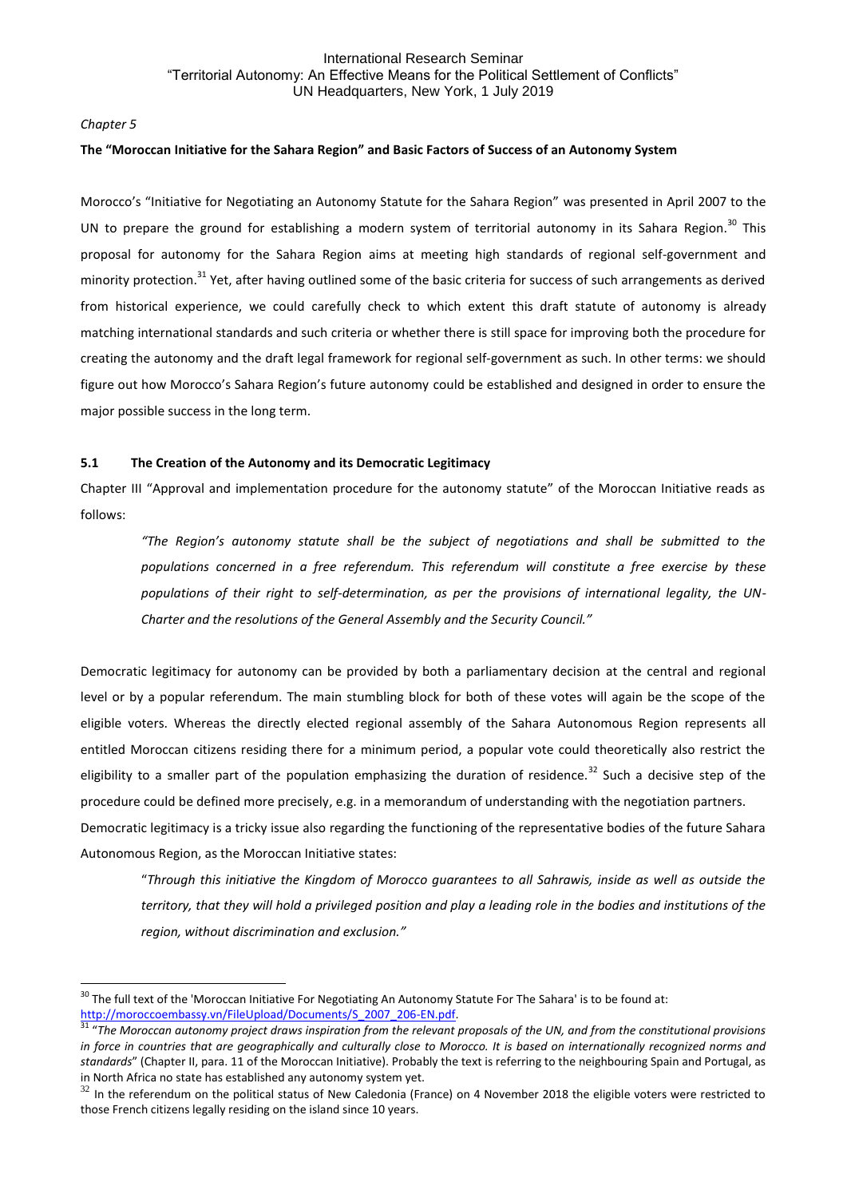*Chapter 5*

**The "Moroccan Initiative for the Sahara Region" and Basic Factors of Success of an Autonomy System**

Morocco's "Initiative for Negotiating an Autonomy Statute for the Sahara Region" was presented in April 2007 to the UN to prepare the ground for establishing a modern system of territorial autonomy in its Sahara Region.[30] This proposal for autonomy for the Sahara Region aims at meeting high standards of regional self-government and minority protection.[31] Yet, after having outlined some of the basic criteria for success of such arrangements as derived from historical experience, we could carefully check to which extent this draft statute of autonomy is already matching international standards and such criteria or whether there is still space for improving both the procedure for creating the autonomy and the draft legal framework for regional self-government as such. In other terms: we should figure out how Morocco's Sahara Region's future autonomy could be established and designed in order to ensure the major possible success in the long term.

## 5.1 The Creation of the Autonomy and its Democratic Legitimacy

Chapter III "Approval and implementation procedure for the autonomy statute" of the Moroccan Initiative reads as follows:

> *"The Region's autonomy statute shall be the subject of negotiations and shall be submitted to the populations concerned in a free referendum. This referendum will constitute a free exercise by these populations of their right to self-determination, as per the provisions of international legality, the UN-Charter and the resolutions of the General Assembly and the Security Council."*

Democratic legitimacy for autonomy can be provided by both a parliamentary decision at the central and regional level or by a popular referendum. The main stumbling block for both of these votes will again be the scope of the eligible voters. Whereas the directly elected regional assembly of the Sahara Autonomous Region represents all entitled Moroccan citizens residing there for a minimum period, a popular vote could theoretically also restrict the eligibility to a smaller part of the population emphasizing the duration of residence.[32] Such a decisive step of the procedure could be defined more precisely, e.g. in a memorandum of understanding with the negotiation partners.

Democratic legitimacy is a tricky issue also regarding the functioning of the representative bodies of the future Sahara Autonomous Region, as the Moroccan Initiative states:

> "*Through this initiative the Kingdom of Morocco guarantees to all Sahrawis, inside as well as outside the territory, that they will hold a privileged position and play a leading role in the bodies and institutions of the region, without discrimination and exclusion."*

---

[30] The full text of the 'Moroccan Initiative For Negotiating An Autonomy Statute For The Sahara' is to be found at: http://moroccoembassy.vn/FileUpload/Documents/S_2007_206-EN.pdf.

[31] "*The Moroccan autonomy project draws inspiration from the relevant proposals of the UN, and from the constitutional provisions in force in countries that are geographically and culturally close to Morocco. It is based on internationally recognized norms and standards*" (Chapter II, para. 11 of the Moroccan Initiative). Probably the text is referring to the neighbouring Spain and Portugal, as in North Africa no state has established any autonomy system yet.

[32] In the referendum on the political status of New Caledonia (France) on 4 November 2018 the eligible voters were restricted to those French citizens legally residing on the island since 10 years.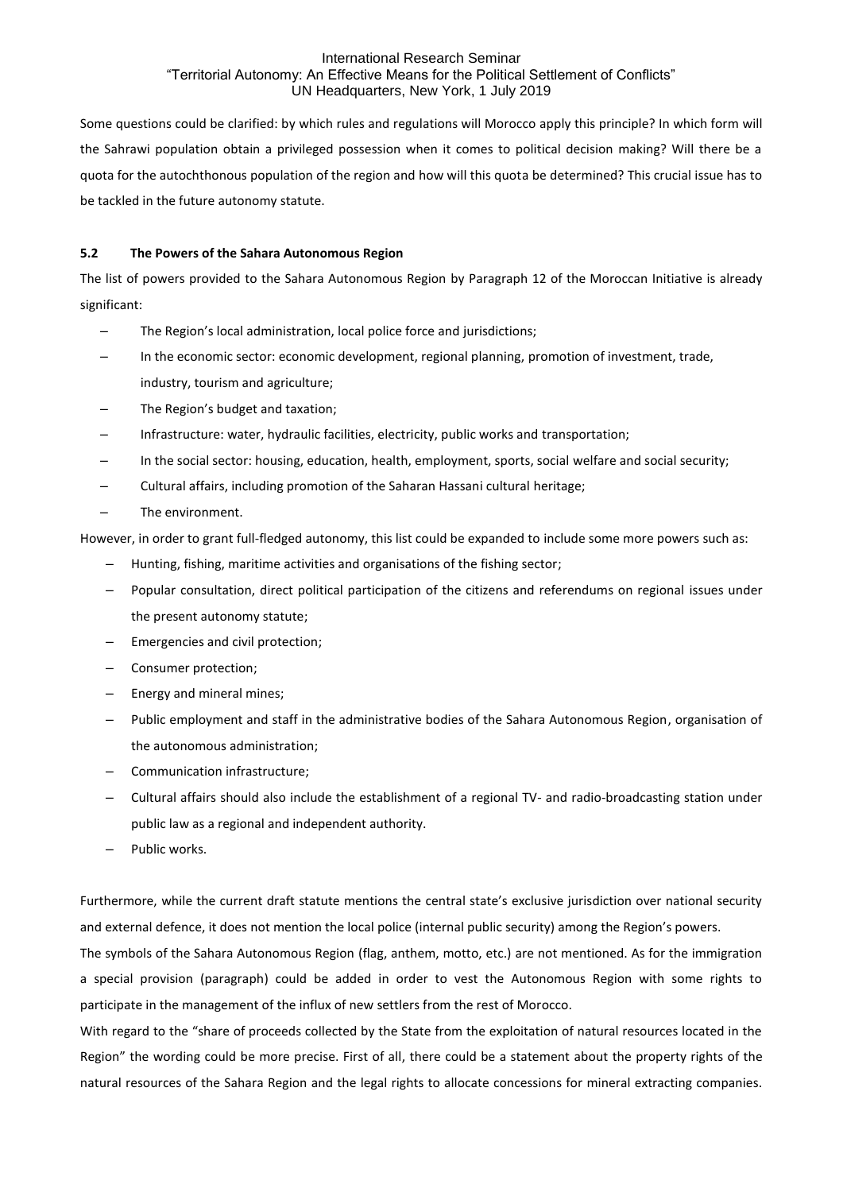Some questions could be clarified: by which rules and regulations will Morocco apply this principle? In which form will the Sahrawi population obtain a privileged possession when it comes to political decision making? Will there be a quota for the autochthonous population of the region and how will this quota be determined? This crucial issue has to be tackled in the future autonomy statute.

### 5.2 The Powers of the Sahara Autonomous Region

The list of powers provided to the Sahara Autonomous Region by Paragraph 12 of the Moroccan Initiative is already significant:

- The Region's local administration, local police force and jurisdictions;
- In the economic sector: economic development, regional planning, promotion of investment, trade, industry, tourism and agriculture;
- The Region's budget and taxation;
- Infrastructure: water, hydraulic facilities, electricity, public works and transportation;
- In the social sector: housing, education, health, employment, sports, social welfare and social security;
- Cultural affairs, including promotion of the Saharan Hassani cultural heritage;
- The environment.

However, in order to grant full-fledged autonomy, this list could be expanded to include some more powers such as:

- Hunting, fishing, maritime activities and organisations of the fishing sector;
- Popular consultation, direct political participation of the citizens and referendums on regional issues under the present autonomy statute;
- Emergencies and civil protection;
- Consumer protection;
- Energy and mineral mines;
- Public employment and staff in the administrative bodies of the Sahara Autonomous Region, organisation of the autonomous administration;
- Communication infrastructure;
- Cultural affairs should also include the establishment of a regional TV- and radio-broadcasting station under public law as a regional and independent authority.
- Public works.

Furthermore, while the current draft statute mentions the central state's exclusive jurisdiction over national security and external defence, it does not mention the local police (internal public security) among the Region's powers.

The symbols of the Sahara Autonomous Region (flag, anthem, motto, etc.) are not mentioned. As for the immigration a special provision (paragraph) could be added in order to vest the Autonomous Region with some rights to participate in the management of the influx of new settlers from the rest of Morocco.

With regard to the "share of proceeds collected by the State from the exploitation of natural resources located in the Region" the wording could be more precise. First of all, there could be a statement about the property rights of the natural resources of the Sahara Region and the legal rights to allocate concessions for mineral extracting companies.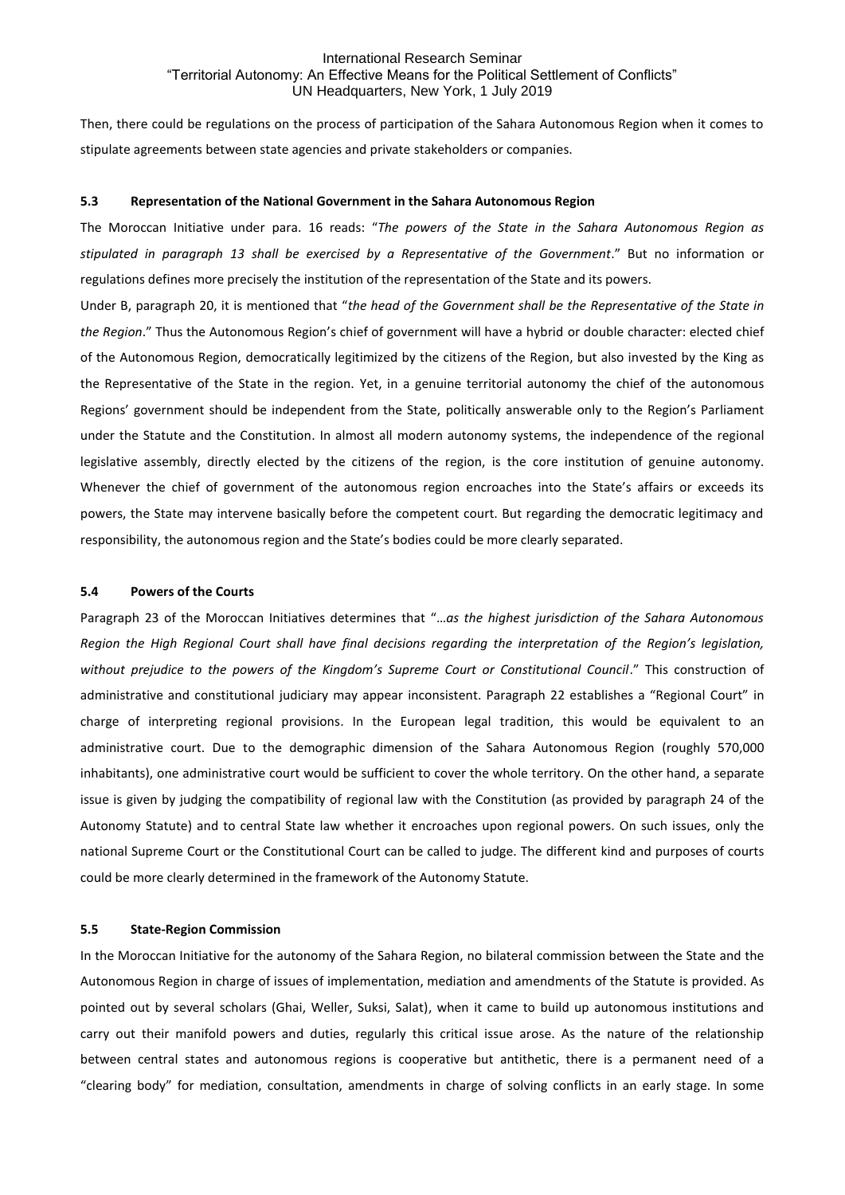Then, there could be regulations on the process of participation of the Sahara Autonomous Region when it comes to stipulate agreements between state agencies and private stakeholders or companies.

### 5.3 Representation of the National Government in the Sahara Autonomous Region

The Moroccan Initiative under para. 16 reads: "*The powers of the State in the Sahara Autonomous Region as stipulated in paragraph 13 shall be exercised by a Representative of the Government*." But no information or regulations defines more precisely the institution of the representation of the State and its powers.

Under B, paragraph 20, it is mentioned that "*the head of the Government shall be the Representative of the State in the Region*." Thus the Autonomous Region's chief of government will have a hybrid or double character: elected chief of the Autonomous Region, democratically legitimized by the citizens of the Region, but also invested by the King as the Representative of the State in the region. Yet, in a genuine territorial autonomy the chief of the autonomous Regions' government should be independent from the State, politically answerable only to the Region's Parliament under the Statute and the Constitution. In almost all modern autonomy systems, the independence of the regional legislative assembly, directly elected by the citizens of the region, is the core institution of genuine autonomy. Whenever the chief of government of the autonomous region encroaches into the State's affairs or exceeds its powers, the State may intervene basically before the competent court. But regarding the democratic legitimacy and responsibility, the autonomous region and the State's bodies could be more clearly separated.

### 5.4 Powers of the Courts

Paragraph 23 of the Moroccan Initiatives determines that "*…as the highest jurisdiction of the Sahara Autonomous Region the High Regional Court shall have final decisions regarding the interpretation of the Region's legislation, without prejudice to the powers of the Kingdom's Supreme Court or Constitutional Council*." This construction of administrative and constitutional judiciary may appear inconsistent. Paragraph 22 establishes a "Regional Court" in charge of interpreting regional provisions. In the European legal tradition, this would be equivalent to an administrative court. Due to the demographic dimension of the Sahara Autonomous Region (roughly 570,000 inhabitants), one administrative court would be sufficient to cover the whole territory. On the other hand, a separate issue is given by judging the compatibility of regional law with the Constitution (as provided by paragraph 24 of the Autonomy Statute) and to central State law whether it encroaches upon regional powers. On such issues, only the national Supreme Court or the Constitutional Court can be called to judge. The different kind and purposes of courts could be more clearly determined in the framework of the Autonomy Statute.

### 5.5 State-Region Commission

In the Moroccan Initiative for the autonomy of the Sahara Region, no bilateral commission between the State and the Autonomous Region in charge of issues of implementation, mediation and amendments of the Statute is provided. As pointed out by several scholars (Ghai, Weller, Suksi, Salat), when it came to build up autonomous institutions and carry out their manifold powers and duties, regularly this critical issue arose. As the nature of the relationship between central states and autonomous regions is cooperative but antithetic, there is a permanent need of a "clearing body" for mediation, consultation, amendments in charge of solving conflicts in an early stage. In some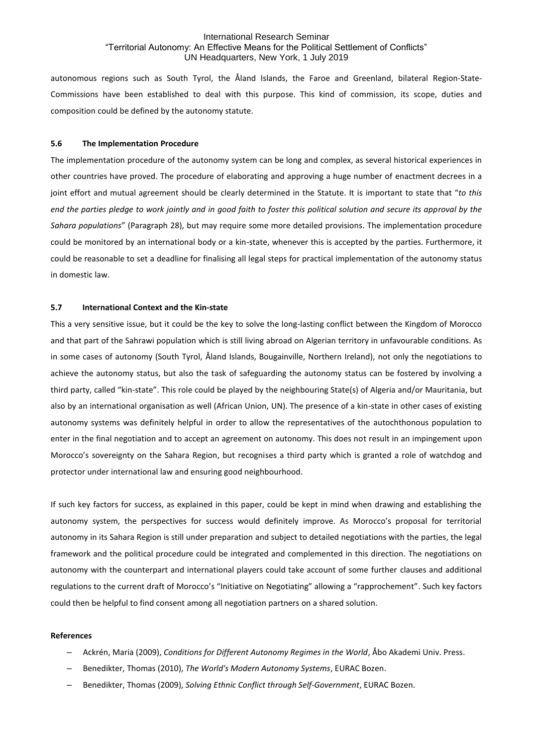autonomous regions such as South Tyrol, the Åland Islands, the Faroe and Greenland, bilateral Region-State-Commissions have been established to deal with this purpose. This kind of commission, its scope, duties and composition could be defined by the autonomy statute.

### 5.6 The Implementation Procedure

The implementation procedure of the autonomy system can be long and complex, as several historical experiences in other countries have proved. The procedure of elaborating and approving a huge number of enactment decrees in a joint effort and mutual agreement should be clearly determined in the Statute. It is important to state that "*to this end the parties pledge to work jointly and in good faith to foster this political solution and secure its approval by the Sahara populations*" (Paragraph 28), but may require some more detailed provisions. The implementation procedure could be monitored by an international body or a kin-state, whenever this is accepted by the parties. Furthermore, it could be reasonable to set a deadline for finalising all legal steps for practical implementation of the autonomy status in domestic law.

### 5.7 International Context and the Kin-state

This a very sensitive issue, but it could be the key to solve the long-lasting conflict between the Kingdom of Morocco and that part of the Sahrawi population which is still living abroad on Algerian territory in unfavourable conditions. As in some cases of autonomy (South Tyrol, Åland Islands, Bougainville, Northern Ireland), not only the negotiations to achieve the autonomy status, but also the task of safeguarding the autonomy status can be fostered by involving a third party, called "kin-state". This role could be played by the neighbouring State(s) of Algeria and/or Mauritania, but also by an international organisation as well (African Union, UN). The presence of a kin-state in other cases of existing autonomy systems was definitely helpful in order to allow the representatives of the autochthonous population to enter in the final negotiation and to accept an agreement on autonomy. This does not result in an impingement upon Morocco's sovereignty on the Sahara Region, but recognises a third party which is granted a role of watchdog and protector under international law and ensuring good neighbourhood.

If such key factors for success, as explained in this paper, could be kept in mind when drawing and establishing the autonomy system, the perspectives for success would definitely improve. As Morocco's proposal for territorial autonomy in its Sahara Region is still under preparation and subject to detailed negotiations with the parties, the legal framework and the political procedure could be integrated and complemented in this direction. The negotiations on autonomy with the counterpart and international players could take account of some further clauses and additional regulations to the current draft of Morocco's "Initiative on Negotiating" allowing a "rapprochement". Such key factors could then be helpful to find consent among all negotiation partners on a shared solution.

**References**

- Ackrén, Maria (2009), *Conditions for Different Autonomy Regimes in the World*, Åbo Akademi Univ. Press.
- Benedikter, Thomas (2010), *The World's Modern Autonomy Systems*, EURAC Bozen.
- Benedikter, Thomas (2009), *Solving Ethnic Conflict through Self-Government*, EURAC Bozen.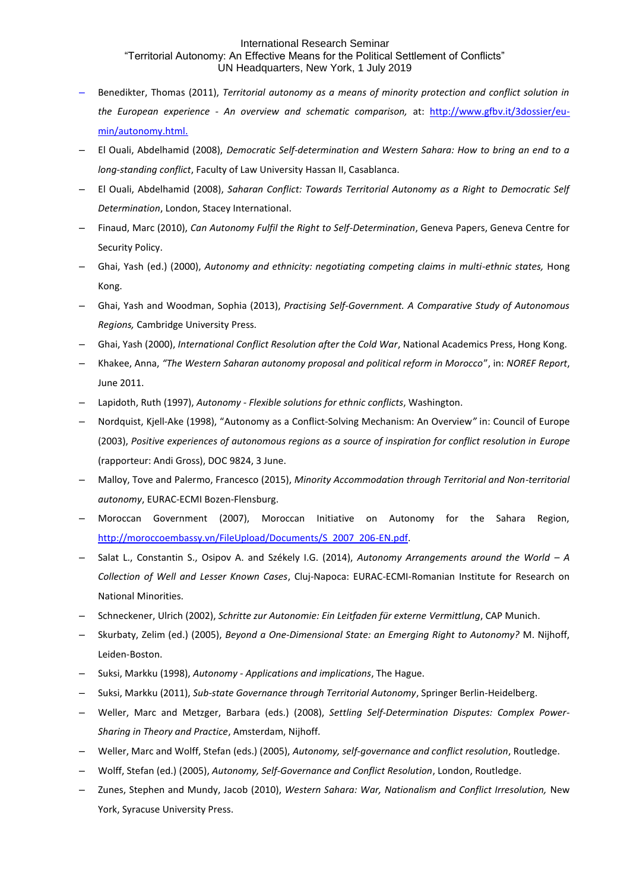- Benedikter, Thomas (2011), *Territorial autonomy as a means of minority protection and conflict solution in the European experience - An overview and schematic comparison,* at: http://www.gfbv.it/3dossier/eu-min/autonomy.html.
- El Ouali, Abdelhamid (2008), *Democratic Self-determination and Western Sahara: How to bring an end to a long-standing conflict*, Faculty of Law University Hassan II, Casablanca.
- El Ouali, Abdelhamid (2008), *Saharan Conflict: Towards Territorial Autonomy as a Right to Democratic Self Determination*, London, Stacey International.
- Finaud, Marc (2010), *Can Autonomy Fulfil the Right to Self-Determination*, Geneva Papers, Geneva Centre for Security Policy.
- Ghai, Yash (ed.) (2000), *Autonomy and ethnicity: negotiating competing claims in multi-ethnic states,* Hong Kong.
- Ghai, Yash and Woodman, Sophia (2013), *Practising Self-Government. A Comparative Study of Autonomous Regions,* Cambridge University Press.
- Ghai, Yash (2000), *International Conflict Resolution after the Cold War*, National Academics Press, Hong Kong.
- Khakee, Anna, *"The Western Saharan autonomy proposal and political reform in Morocco*", in: *NOREF Report*, June 2011.
- Lapidoth, Ruth (1997), *Autonomy - Flexible solutions for ethnic conflicts*, Washington.
- Nordquist, Kjell-Ake (1998), "Autonomy as a Conflict-Solving Mechanism: An Overview*"* in: Council of Europe (2003), *Positive experiences of autonomous regions as a source of inspiration for conflict resolution in Europe* (rapporteur: Andi Gross), DOC 9824, 3 June.
- Malloy, Tove and Palermo, Francesco (2015), *Minority Accommodation through Territorial and Non-territorial autonomy*, EURAC-ECMI Bozen-Flensburg.
- Moroccan Government (2007), Moroccan Initiative on Autonomy for the Sahara Region, http://moroccoembassy.vn/FileUpload/Documents/S_2007_206-EN.pdf.
- Salat L., Constantin S., Osipov A. and Székely I.G. (2014), *Autonomy Arrangements around the World – A Collection of Well and Lesser Known Cases*, Cluj-Napoca: EURAC-ECMI-Romanian Institute for Research on National Minorities.
- Schneckener, Ulrich (2002), *Schritte zur Autonomie: Ein Leitfaden für externe Vermittlung*, CAP Munich.
- Skurbaty, Zelim (ed.) (2005), *Beyond a One-Dimensional State: an Emerging Right to Autonomy?* M. Nijhoff, Leiden-Boston.
- Suksi, Markku (1998), *Autonomy - Applications and implications*, The Hague.
- Suksi, Markku (2011), *Sub-state Governance through Territorial Autonomy*, Springer Berlin-Heidelberg.
- Weller, Marc and Metzger, Barbara (eds.) (2008), *Settling Self-Determination Disputes: Complex Power-Sharing in Theory and Practice*, Amsterdam, Nijhoff.
- Weller, Marc and Wolff, Stefan (eds.) (2005), *Autonomy, self-governance and conflict resolution*, Routledge.
- Wolff, Stefan (ed.) (2005), *Autonomy, Self-Governance and Conflict Resolution*, London, Routledge.
- Zunes, Stephen and Mundy, Jacob (2010), *Western Sahara: War, Nationalism and Conflict Irresolution,* New York, Syracuse University Press.